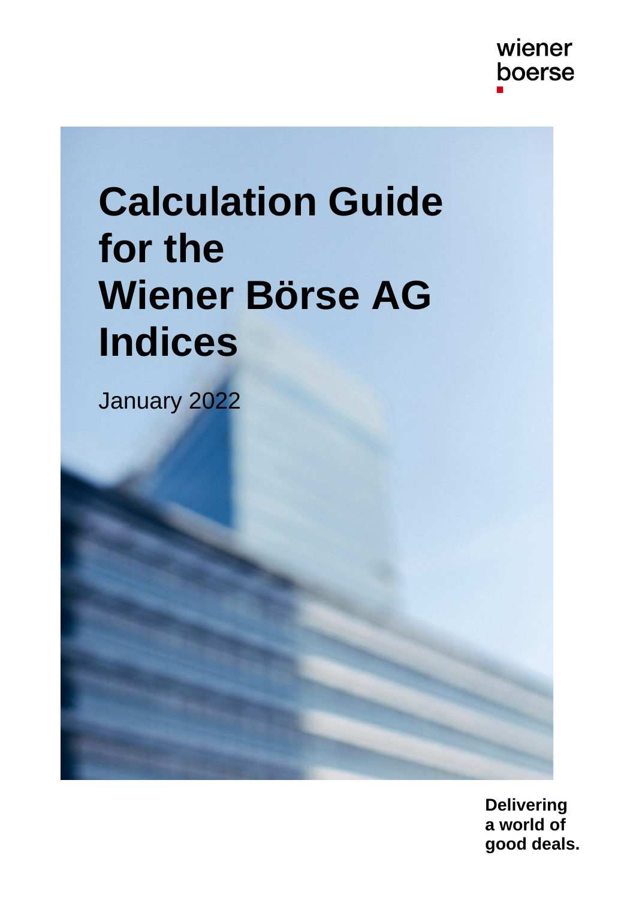wiener boerse

# Calculation Guide for the Wiener Börse AG Indices

January 2022

**Delivering a world of good deals.**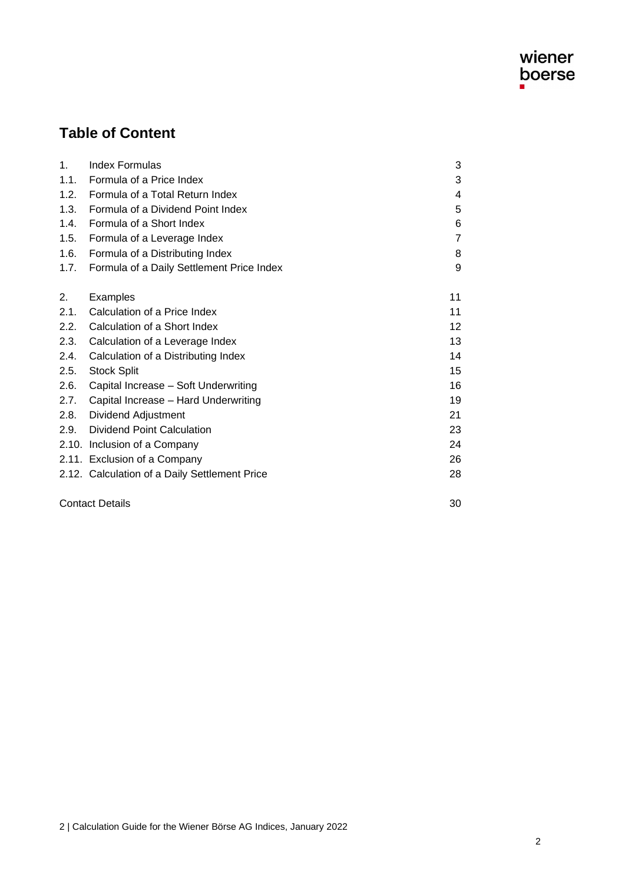## Table of Content

| | | |
|---|---|---|
| 1. | Index Formulas | 3 |
| 1.1. | Formula of a Price Index | 3 |
| 1.2. | Formula of a Total Return Index | 4 |
| 1.3. | Formula of a Dividend Point Index | 5 |
| 1.4. | Formula of a Short Index | 6 |
| 1.5. | Formula of a Leverage Index | 7 |
| 1.6. | Formula of a Distributing Index | 8 |
| 1.7. | Formula of a Daily Settlement Price Index | 9 |
| 2. | Examples | 11 |
| 2.1. | Calculation of a Price Index | 11 |
| 2.2. | Calculation of a Short Index | 12 |
| 2.3. | Calculation of a Leverage Index | 13 |
| 2.4. | Calculation of a Distributing Index | 14 |
| 2.5. | Stock Split | 15 |
| 2.6. | Capital Increase – Soft Underwriting | 16 |
| 2.7. | Capital Increase – Hard Underwriting | 19 |
| 2.8. | Dividend Adjustment | 21 |
| 2.9. | Dividend Point Calculation | 23 |
| 2.10. | Inclusion of a Company | 24 |
| 2.11. | Exclusion of a Company | 26 |
| 2.12. | Calculation of a Daily Settlement Price | 28 |
| | Contact Details | 30 |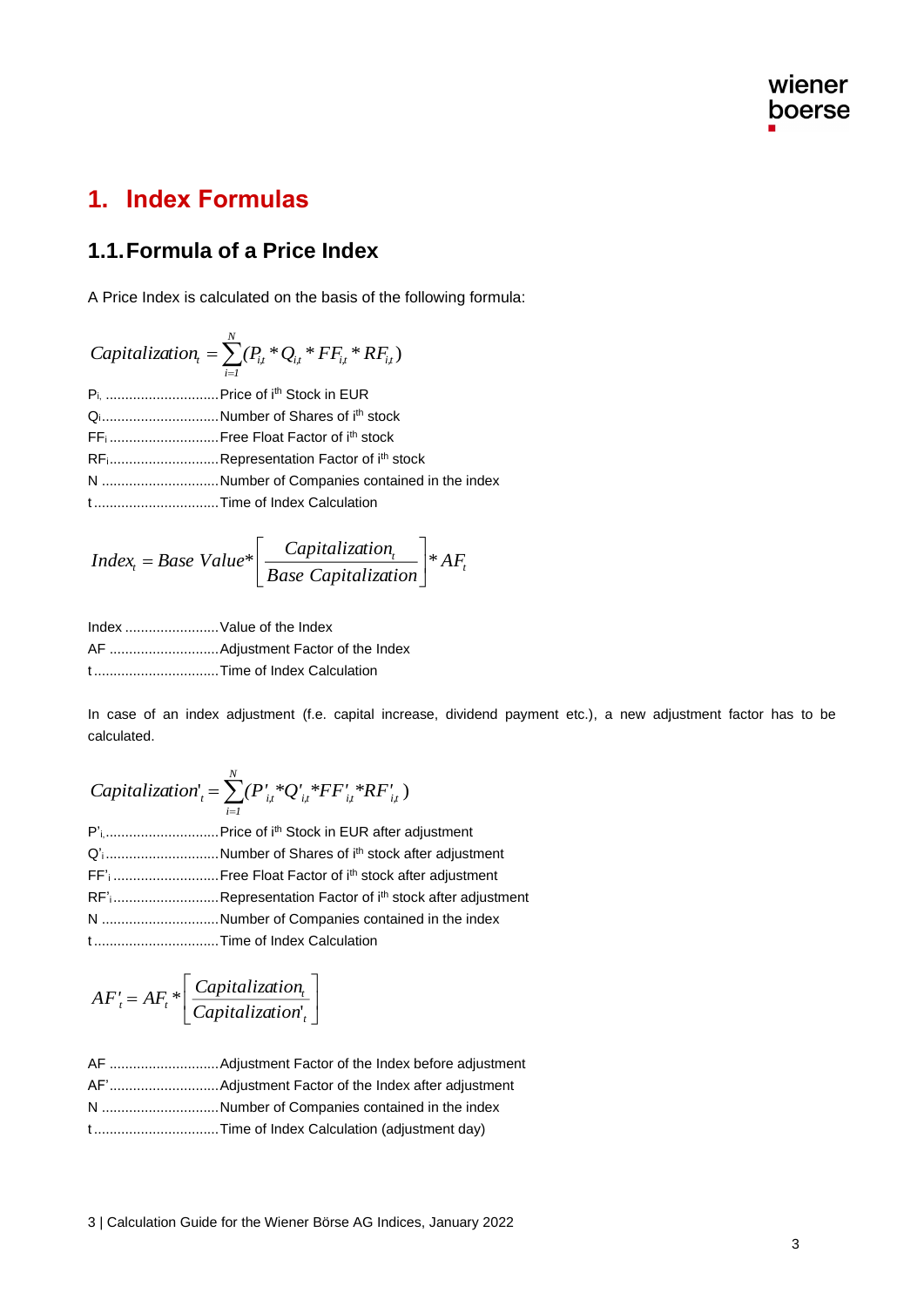# 1. Index Formulas

## 1.1. Formula of a Price Index

A Price Index is calculated on the basis of the following formula:

$$Capitalization_t = \sum_{i=1}^{N} (P_{i,t} * Q_{i,t} * FF_{i,t} * RF_{i,t})$$

$P_i$ ............................Price of $i^{th}$ Stock in EUR
$Q_i$............................Number of Shares of $i^{th}$ stock
$FF_i$ ............................Free Float Factor of $i^{th}$ stock
$RF_i$............................Representation Factor of $i^{th}$ stock
N ............................Number of Companies contained in the index
t ............................Time of Index Calculation

$$Index_t = Base\ Value * \left[ \frac{Capitalization_t}{Base\ Capitalization} \right] * AF_t$$

Index ........................Value of the Index
AF ............................Adjustment Factor of the Index
t ............................Time of Index Calculation

In case of an index adjustment (f.e. capital increase, dividend payment etc.), a new adjustment factor has to be calculated.

$$Capitalization'_t = \sum_{i=1}^{N} (P'_{i,t} * Q'_{i,t} * FF'_{i,t} * RF'_{i,t})$$

$P'_i$............................Price of $i^{th}$ Stock in EUR after adjustment
$Q'_i$............................Number of Shares of $i^{th}$ stock after adjustment
$FF'_i$ ............................Free Float Factor of $i^{th}$ stock after adjustment
$RF'_i$............................Representation Factor of $i^{th}$ stock after adjustment
N ............................Number of Companies contained in the index
t ............................Time of Index Calculation

$$AF'_t = AF_t * \left[ \frac{Capitalization_t}{Capitalization'_t} \right]$$

AF ............................Adjustment Factor of the Index before adjustment
AF'............................Adjustment Factor of the Index after adjustment
N ............................Number of Companies contained in the index
t ............................Time of Index Calculation (adjustment day)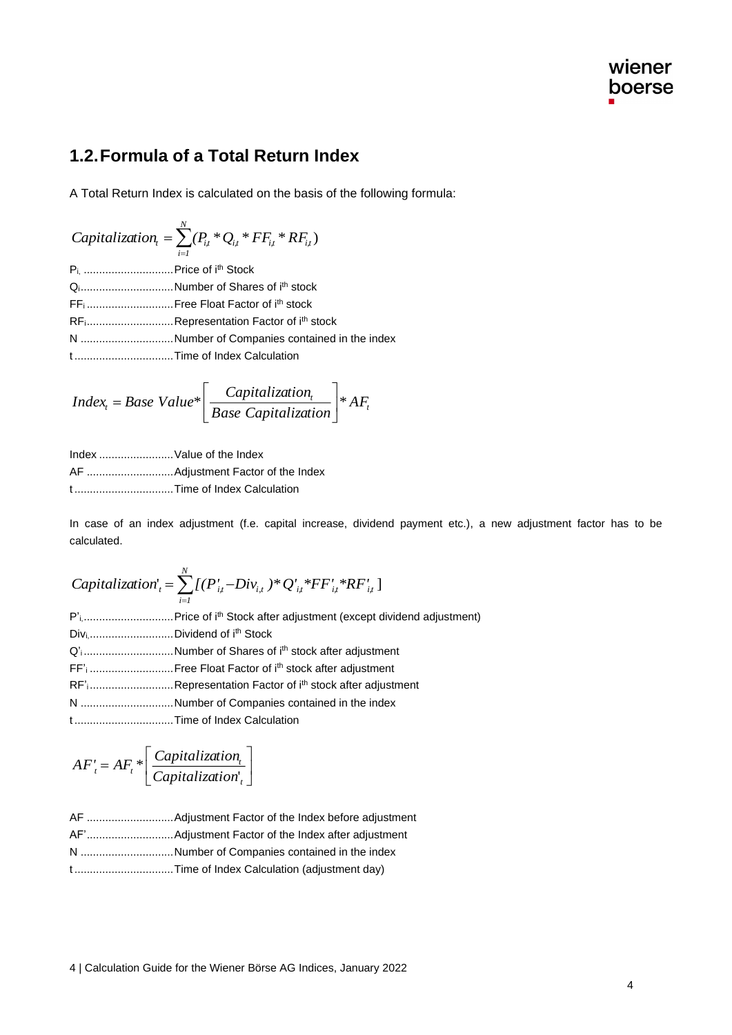## 1.2. Formula of a Total Return Index

A Total Return Index is calculated on the basis of the following formula:

$$Capitalization_t = \sum_{i=1}^{N} (P_{i,t} * Q_{i,t} * FF_{i,t} * RF_{i,t})$$

$P_i$ ............................Price of i[th] Stock
$Q_i$............................Number of Shares of i[th] stock
$FF_i$ ..........................Free Float Factor of i[th] stock
$RF_i$...........................Representation Factor of i[th] stock
N ..............................Number of Companies contained in the index
t ................................Time of Index Calculation

$$Index_t = Base\ Value * \left[ \frac{Capitalization_t}{Base\ Capitalization} \right] * AF_t$$

Index ........................Value of the Index
AF ............................Adjustment Factor of the Index
t ................................Time of Index Calculation

In case of an index adjustment (f.e. capital increase, dividend payment etc.), a new adjustment factor has to be calculated.

$$Capitalization'_t = \sum_{i=1}^{N} [(P'_{i,t} - Div_{i,t}) * Q'_{i,t} * FF'_{i,t} * RF'_{i,t}]$$

$P'_i$............................Price of i[th] Stock after adjustment (except dividend adjustment)
$Div_i$..........................Dividend of i[th] Stock
$Q'_i$............................Number of Shares of i[th] stock after adjustment
$FF'_i$ ..........................Free Float Factor of i[th] stock after adjustment
$RF'_i$..........................Representation Factor of i[th] stock after adjustment
N ..............................Number of Companies contained in the index
t ................................Time of Index Calculation

$$AF'_t = AF_t * \left[ \frac{Capitalization_t}{Capitalization'_t} \right]$$

AF ............................Adjustment Factor of the Index before adjustment
AF'............................Adjustment Factor of the Index after adjustment
N ..............................Number of Companies contained in the index
t ................................Time of Index Calculation (adjustment day)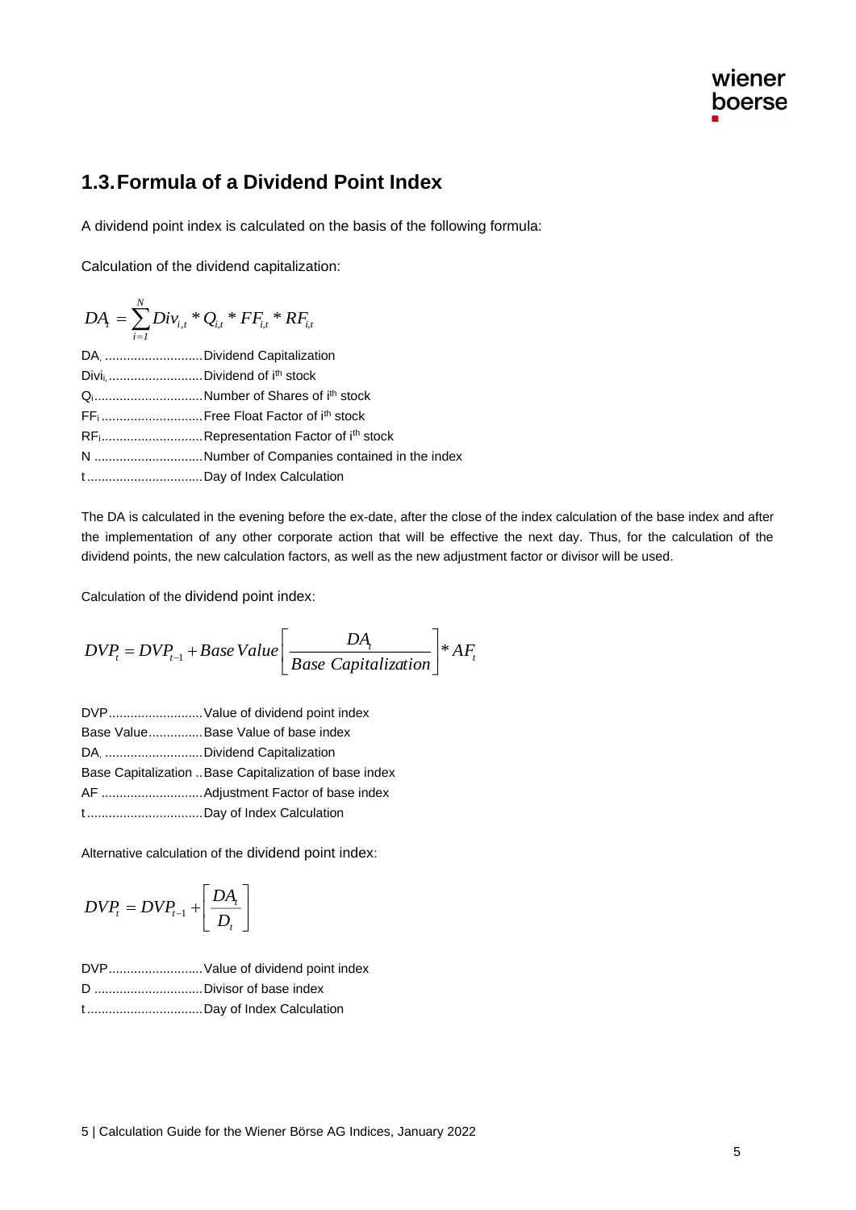## 1.3. Formula of a Dividend Point Index

A dividend point index is calculated on the basis of the following formula:

Calculation of the dividend capitalization:

$$DA_t = \sum_{i=1}^{N} Div_{i,t} * Q_{i,t} * FF_{i,t} * RF_{i,t}$$

$DA_t$ ........................... Dividend Capitalization
$Div_i$ .......................... Dividend of $i^{th}$ stock
$Q_i$ .............................. Number of Shares of $i^{th}$ stock
$FF_i$ ............................ Free Float Factor of $i^{th}$ stock
$RF_i$ ............................ Representation Factor of $i^{th}$ stock
N .............................. Number of Companies contained in the index
t ................................ Day of Index Calculation

The DA is calculated in the evening before the ex-date, after the close of the index calculation of the base index and after the implementation of any other corporate action that will be effective the next day. Thus, for the calculation of the dividend points, the new calculation factors, as well as the new adjustment factor or divisor will be used.

Calculation of the dividend point index:

$$DVP_t = DVP_{t-1} + Base\ Value \left[ \frac{DA_t}{Base\ Capitalization} \right] * AF_t$$

DVP .......................... Value of dividend point index
Base Value ............... Base Value of base index
$DA_t$ ........................... Dividend Capitalization
Base Capitalization .. Base Capitalization of base index
AF ............................ Adjustment Factor of base index
t ................................ Day of Index Calculation

Alternative calculation of the dividend point index:

$$DVP_t = DVP_{t-1} + \left[ \frac{DA_t}{D_t} \right]$$

DVP .......................... Value of dividend point index
D .............................. Divisor of base index
t ................................ Day of Index Calculation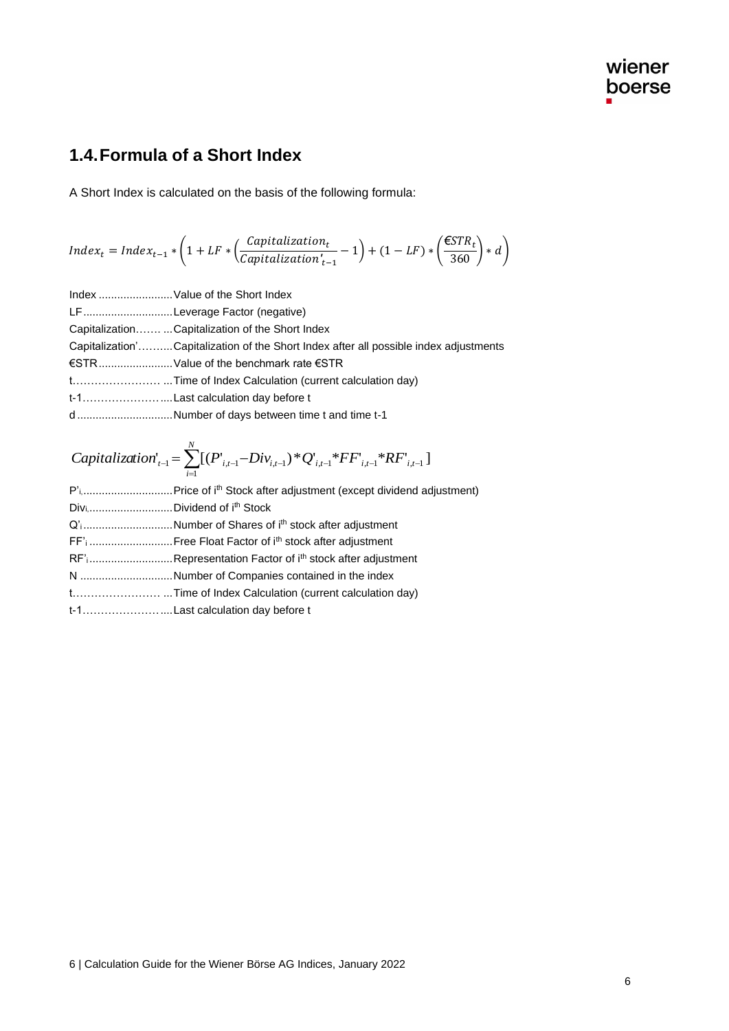## 1.4. Formula of a Short Index

A Short Index is calculated on the basis of the following formula:

$$Index_t = Index_{t-1} * \left(1 + LF * \left(\frac{Capitalization_t}{Capitalization'_{t-1}} - 1\right) + (1 - LF) * \left(\frac{€STR_t}{360}\right) * d\right)$$

Index ........................Value of the Short Index
LF .............................Leverage Factor (negative)
Capitalization....... ...Capitalization of the Short Index
Capitalization'..........Capitalization of the Short Index after all possible index adjustments
€STR........................Value of the benchmark rate €STR
t........................ ...Time of Index Calculation (current calculation day)
t-1.........................Last calculation day before t
d ...............................Number of days between time t and time t-1

$$Capitalization'_{t-1} = \sum_{i=1}^{N} [(P'_{i,t-1} - Div_{i,t-1}) * Q'_{i,t-1} * FF'_{i,t-1} * RF'_{i,t-1}]$$

$P'_i$.............................Price of $i^{th}$ Stock after adjustment (except dividend adjustment)
$Div_i$...........................Dividend of $i^{th}$ Stock
$Q'_i$.............................Number of Shares of $i^{th}$ stock after adjustment
$FF'_i$...........................Free Float Factor of $i^{th}$ stock after adjustment
$RF'_i$...........................Representation Factor of $i^{th}$ stock after adjustment
N ..............................Number of Companies contained in the index
t........................ ...Time of Index Calculation (current calculation day)
t-1.........................Last calculation day before t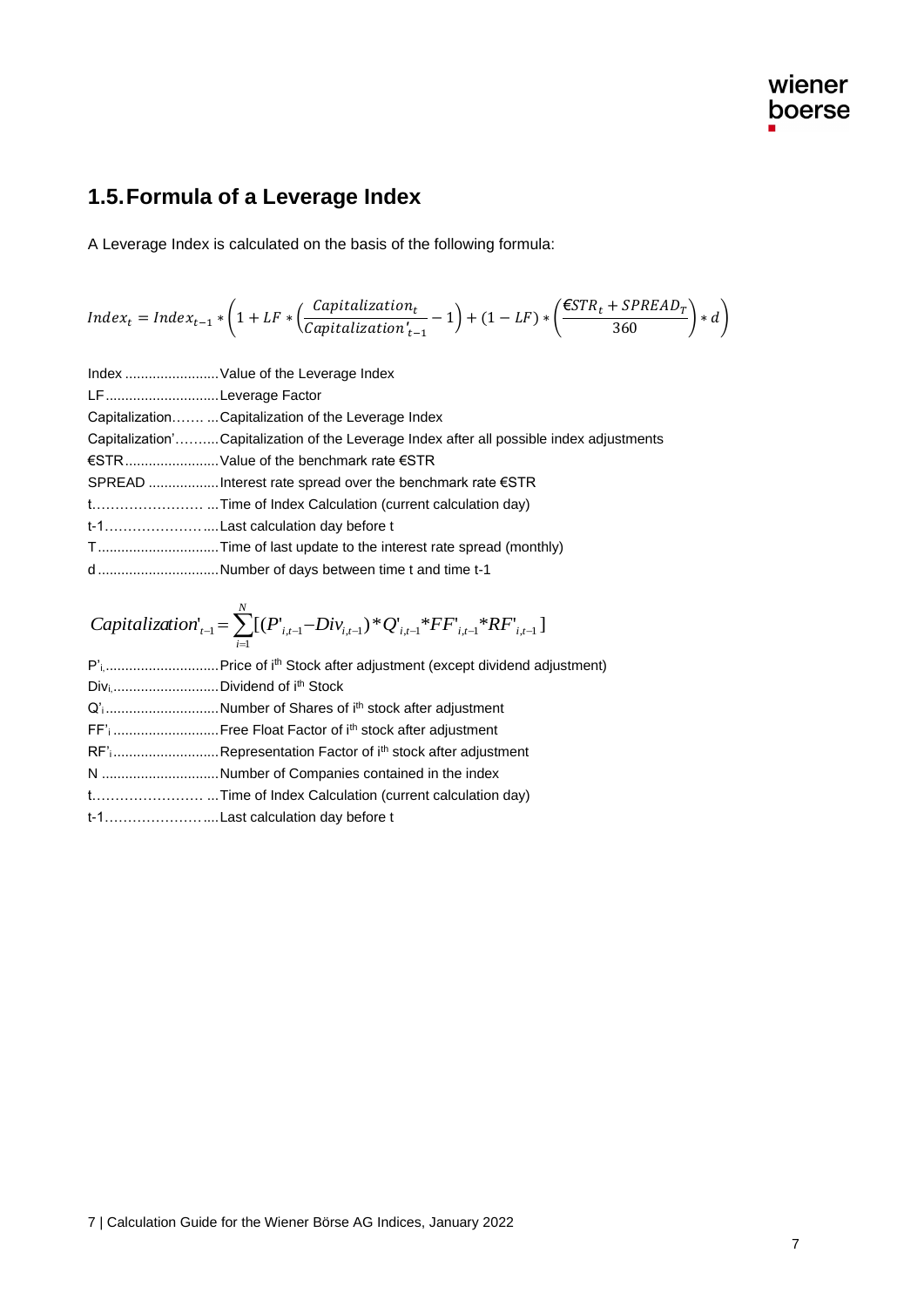## 1.5. Formula of a Leverage Index

A Leverage Index is calculated on the basis of the following formula:

$$Index_t = Index_{t-1} * \left(1 + LF * \left(\frac{Capitalization_t}{Capitalization'_{t-1}} - 1\right) + (1 - LF) * \left(\frac{€STR_t + SPREAD_T}{360}\right) * d\right)$$

Index ........................Value of the Leverage Index
LF .............................Leverage Factor
Capitalization……. ...Capitalization of the Leverage Index
Capitalization’……....Capitalization of the Leverage Index after all possible index adjustments
€STR ........................Value of the benchmark rate €STR
SPREAD ..................Interest rate spread over the benchmark rate €STR
t…………………… ...Time of Index Calculation (current calculation day)
t-1…………………....Last calculation day before t
T ...............................Time of last update to the interest rate spread (monthly)
d ...............................Number of days between time t and time t-1

$$Capitalization'_{t-1} = \sum_{i=1}^{N} [(P'_{i,t-1} - Div_{i,t-1}) * Q'_{i,t-1} * FF'_{i,t-1} * RF'_{i,t-1}]$$

$P'_i$ .............................Price of i[th] Stock after adjustment (except dividend adjustment)
$Div_i$ ...........................Dividend of i[th] Stock
$Q'_i$ .............................Number of Shares of i[th] stock after adjustment
$FF'_i$ ...........................Free Float Factor of i[th] stock after adjustment
$RF'_i$ ...........................Representation Factor of i[th] stock after adjustment
N ..............................Number of Companies contained in the index
t…………………… ...Time of Index Calculation (current calculation day)
t-1…………………....Last calculation day before t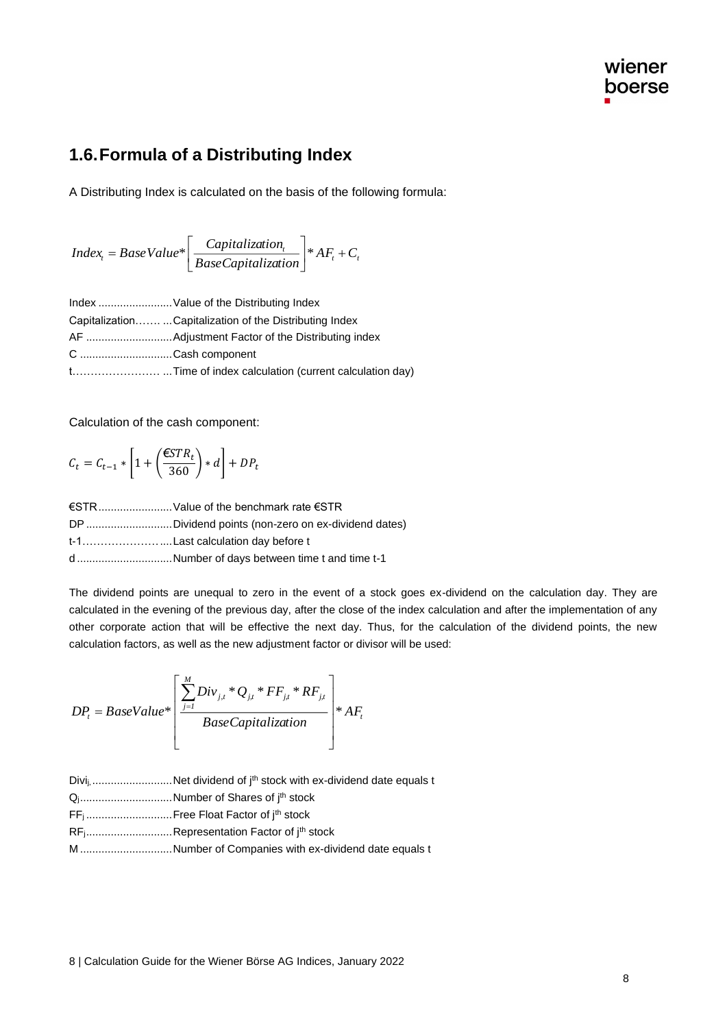## 1.6. Formula of a Distributing Index

A Distributing Index is calculated on the basis of the following formula:

$$Index_t = BaseValue * \left[ \frac{Capitalization_t}{BaseCapitalization} \right] * AF_t + C_t$$

Index ........................Value of the Distributing Index
Capitalization……. ...Capitalization of the Distributing Index
AF ............................Adjustment Factor of the Distributing index
C ..............................Cash component
t……………………. ...Time of index calculation (current calculation day)

Calculation of the cash component:

$$C_t = C_{t-1} * \left[ 1 + \left( \frac{€STR_t}{360} \right) * d \right] + DP_t$$

€STR........................Value of the benchmark rate €STR
DP ............................Dividend points (non-zero on ex-dividend dates)
t-1…………………....Last calculation day before t
d ...............................Number of days between time t and time t-1

The dividend points are unequal to zero in the event of a stock goes ex-dividend on the calculation day. They are calculated in the evening of the previous day, after the close of the index calculation and after the implementation of any other corporate action that will be effective the next day. Thus, for the calculation of the dividend points, the new calculation factors, as well as the new adjustment factor or divisor will be used:

$$DP_t = BaseValue * \left[ \frac{\sum_{j=1}^{M} Div_{j,t} * Q_{j,t} * FF_{j,t} * RF_{j,t}}{BaseCapitalization} \right] * AF_t$$

$Divi_{j,}$..........................Net dividend of j[th] stock with ex-dividend date equals t
$Q_j$..............................Number of Shares of j[th] stock
$FF_j$ ............................Free Float Factor of j[th] stock
$RF_j$............................Representation Factor of j[th] stock
M ..............................Number of Companies with ex-dividend date equals t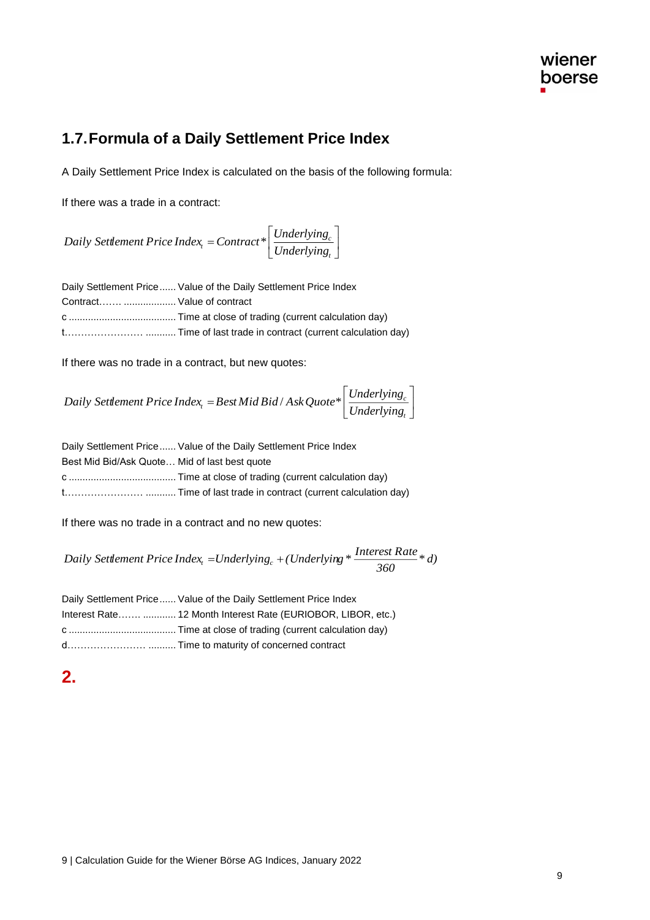## 1.7. Formula of a Daily Settlement Price Index

A Daily Settlement Price Index is calculated on the basis of the following formula:

If there was a trade in a contract:

$$Daily\ Settlement\ Price\ Index_t = Contract * \left[ \frac{Underlying_c}{Underlying_t} \right]$$

Daily Settlement Price ...... Value of the Daily Settlement Price Index
Contract……. .................. Value of contract
c ....................................... Time at close of trading (current calculation day)
t……………………. ........... Time of last trade in contract (current calculation day)

If there was no trade in a contract, but new quotes:

$$Daily\ Settlement\ Price\ Index_t = Best\ Mid\ Bid / Ask\ Quote * \left[ \frac{Underlying_c}{Underlying_t} \right]$$

Daily Settlement Price ...... Value of the Daily Settlement Price Index
Best Mid Bid/Ask Quote… Mid of last best quote
c ....................................... Time at close of trading (current calculation day)
t……………………. ........... Time of last trade in contract (current calculation day)

If there was no trade in a contract and no new quotes:

$$Daily\ Settlement\ Price\ Index_t = Underlying_c + (Underlying * \frac{Interest\ Rate}{360} * d)$$

Daily Settlement Price ...... Value of the Daily Settlement Price Index
Interest Rate……. ............ 12 Month Interest Rate (EURIOBOR, LIBOR, etc.)
c ....................................... Time at close of trading (current calculation day)
d……………………. .......... Time to maturity of concerned contract

# 2.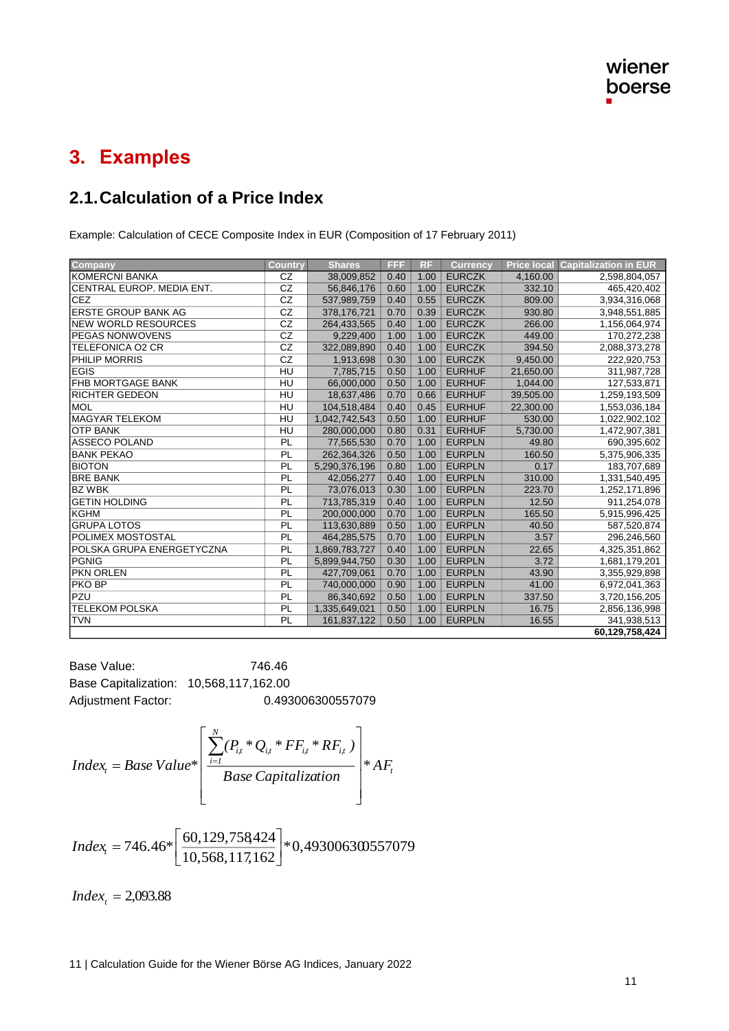# 3. Examples

## 2.1. Calculation of a Price Index

Example: Calculation of CECE Composite Index in EUR (Composition of 17 February 2011)

| Company | Country | Shares | FFF | RF | Currency | Price local | Capitalization in EUR |
|---|---|---|---|---|---|---|---|
| KOMERCNI BANKA | CZ | 38,009,852 | 0.40 | 1.00 | EURCZK | 4,160.00 | 2,598,804,057 |
| CENTRAL EUROP. MEDIA ENT. | CZ | 56,846,176 | 0.60 | 1.00 | EURCZK | 332.10 | 465,420,402 |
| CEZ | CZ | 537,989,759 | 0.40 | 0.55 | EURCZK | 809.00 | 3,934,316,068 |
| ERSTE GROUP BANK AG | CZ | 378,176,721 | 0.70 | 0.39 | EURCZK | 930.80 | 3,948,551,885 |
| NEW WORLD RESOURCES | CZ | 264,433,565 | 0.40 | 1.00 | EURCZK | 266.00 | 1,156,064,974 |
| PEGAS NONWOVENS | CZ | 9,229,400 | 1.00 | 1.00 | EURCZK | 449.00 | 170,272,238 |
| TELEFONICA O2 CR | CZ | 322,089,890 | 0.40 | 1.00 | EURCZK | 394.50 | 2,088,373,278 |
| PHILIP MORRIS | CZ | 1,913,698 | 0.30 | 1.00 | EURCZK | 9,450.00 | 222,920,753 |
| EGIS | HU | 7,785,715 | 0.50 | 1.00 | EURHUF | 21,650.00 | 311,987,728 |
| FHB MORTGAGE BANK | HU | 66,000,000 | 0.50 | 1.00 | EURHUF | 1,044.00 | 127,533,871 |
| RICHTER GEDEON | HU | 18,637,486 | 0.70 | 0.66 | EURHUF | 39,505.00 | 1,259,193,509 |
| MOL | HU | 104,518,484 | 0.40 | 0.45 | EURHUF | 22,300.00 | 1,553,036,184 |
| MAGYAR TELEKOM | HU | 1,042,742,543 | 0.50 | 1.00 | EURHUF | 530.00 | 1,022,902,102 |
| OTP BANK | HU | 280,000,000 | 0.80 | 0.31 | EURHUF | 5,730.00 | 1,472,907,381 |
| ASSECO POLAND | PL | 77,565,530 | 0.70 | 1.00 | EURPLN | 49.80 | 690,395,602 |
| BANK PEKAO | PL | 262,364,326 | 0.50 | 1.00 | EURPLN | 160.50 | 5,375,906,335 |
| BIOTON | PL | 5,290,376,196 | 0.80 | 1.00 | EURPLN | 0.17 | 183,707,689 |
| BRE BANK | PL | 42,056,277 | 0.40 | 1.00 | EURPLN | 310.00 | 1,331,540,495 |
| BZ WBK | PL | 73,076,013 | 0.30 | 1.00 | EURPLN | 223.70 | 1,252,171,896 |
| GETIN HOLDING | PL | 713,785,319 | 0.40 | 1.00 | EURPLN | 12.50 | 911,254,078 |
| KGHM | PL | 200,000,000 | 0.70 | 1.00 | EURPLN | 165.50 | 5,915,996,425 |
| GRUPA LOTOS | PL | 113,630,889 | 0.50 | 1.00 | EURPLN | 40.50 | 587,520,874 |
| POLIMEX MOSTOSTAL | PL | 464,285,575 | 0.70 | 1.00 | EURPLN | 3.57 | 296,246,560 |
| POLSKA GRUPA ENERGETYCZNA | PL | 1,869,783,727 | 0.40 | 1.00 | EURPLN | 22.65 | 4,325,351,862 |
| PGNIG | PL | 5,899,944,750 | 0.30 | 1.00 | EURPLN | 3.72 | 1,681,179,201 |
| PKN ORLEN | PL | 427,709,061 | 0.70 | 1.00 | EURPLN | 43.90 | 3,355,929,898 |
| PKO BP | PL | 740,000,000 | 0.90 | 1.00 | EURPLN | 41.00 | 6,972,041,363 |
| PZU | PL | 86,340,692 | 0.50 | 1.00 | EURPLN | 337.50 | 3,720,156,205 |
| TELEKOM POLSKA | PL | 1,335,649,021 | 0.50 | 1.00 | EURPLN | 16.75 | 2,856,136,998 |
| TVN | PL | 161,837,122 | 0.50 | 1.00 | EURPLN | 16.55 | 341,938,513 |
| | | | | | | | **60,129,758,424** |

Base Value: 746.46

Base Capitalization: 10,568,117,162.00

Adjustment Factor: 0.493006300557079

$$Index_t = Base\ Value * \left[ \frac{\sum_{i=1}^{N} (P_{i,t} * Q_{i,t} * FF_{i,t} * RF_{i,t})}{Base\ Capitalization} \right] * AF_t$$

$$Index_t = 746.46 * \left[ \frac{60,129,758,424}{10,568,117,162} \right] * 0,493006300557079$$

$$Index_t = 2,093.88$$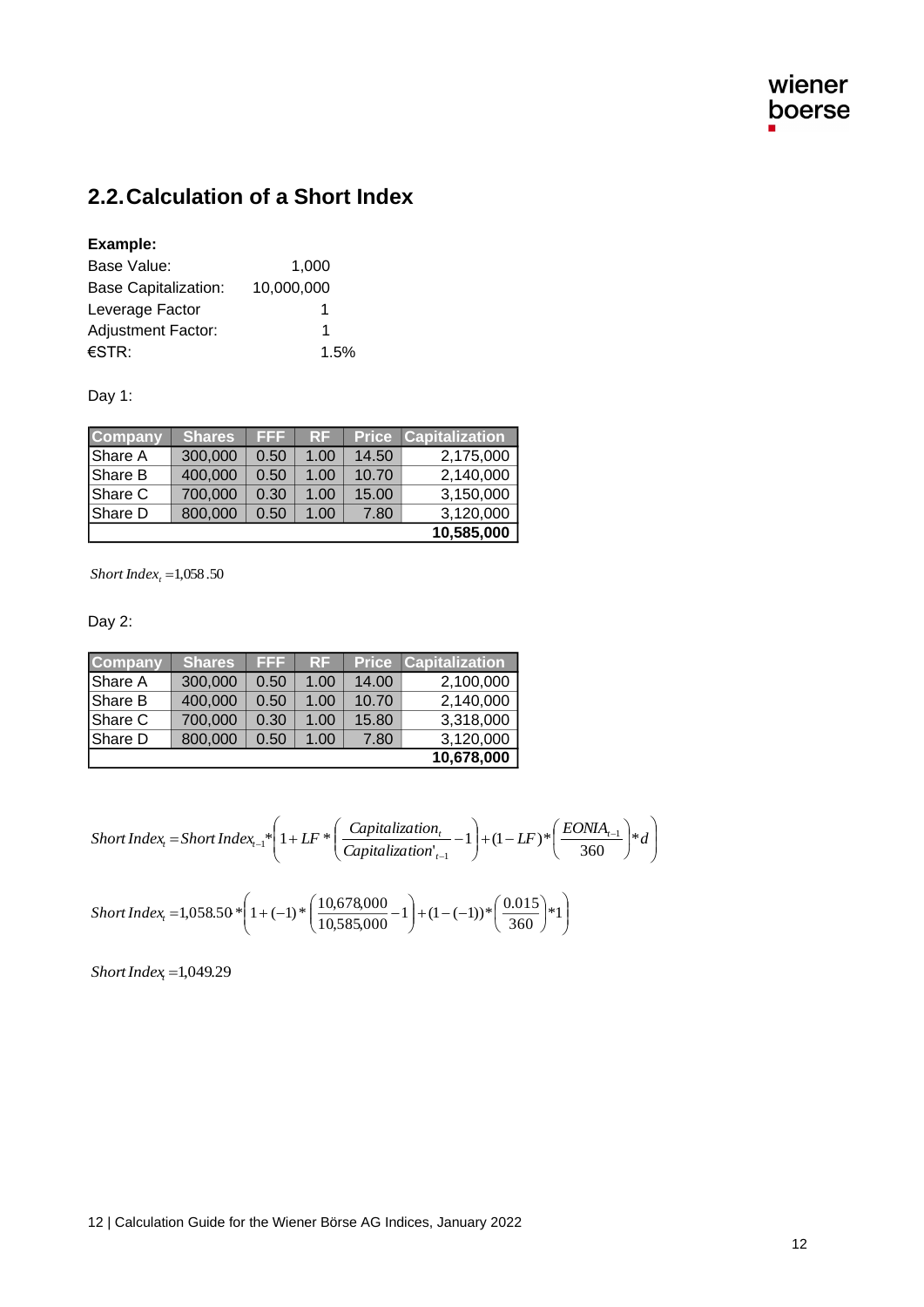## 2.2. Calculation of a Short Index

**Example:**

| | |
|---|---|
| Base Value: | 1,000 |
| Base Capitalization: | 10,000,000 |
| Leverage Factor | 1 |
| Adjustment Factor: | 1 |
| €STR: | 1.5% |

Day 1:

| Company | Shares | FFF | RF | Price | Capitalization |
|---|---|---|---|---|---|
| Share A | 300,000 | 0.50 | 1.00 | 14.50 | 2,175,000 |
| Share B | 400,000 | 0.50 | 1.00 | 10.70 | 2,140,000 |
| Share C | 700,000 | 0.30 | 1.00 | 15.00 | 3,150,000 |
| Share D | 800,000 | 0.50 | 1.00 | 7.80 | 3,120,000 |
| | | | | | **10,585,000** |

$$Short\ Index_t = 1{,}058.50$$

Day 2:

| Company | Shares | FFF | RF | Price | Capitalization |
|---|---|---|---|---|---|
| Share A | 300,000 | 0.50 | 1.00 | 14.00 | 2,100,000 |
| Share B | 400,000 | 0.50 | 1.00 | 10.70 | 2,140,000 |
| Share C | 700,000 | 0.30 | 1.00 | 15.80 | 3,318,000 |
| Share D | 800,000 | 0.50 | 1.00 | 7.80 | 3,120,000 |
| | | | | | **10,678,000** |

$$Short\ Index_t = Short\ Index_{t-1} * \left(1 + LF * \left(\frac{Capitalization_t}{Capitalization'_{t-1}} - 1\right) + (1 - LF) * \left(\frac{EONIA_{t-1}}{360}\right) * d\right)$$

$$Short\ Index_t = 1{,}058.50 * \left(1 + (-1) * \left(\frac{10{,}678{,}000}{10{,}585{,}000} - 1\right) + (1 - (-1)) * \left(\frac{0.015}{360}\right) * 1\right)$$

$$Short\ Index_t = 1{,}049.29$$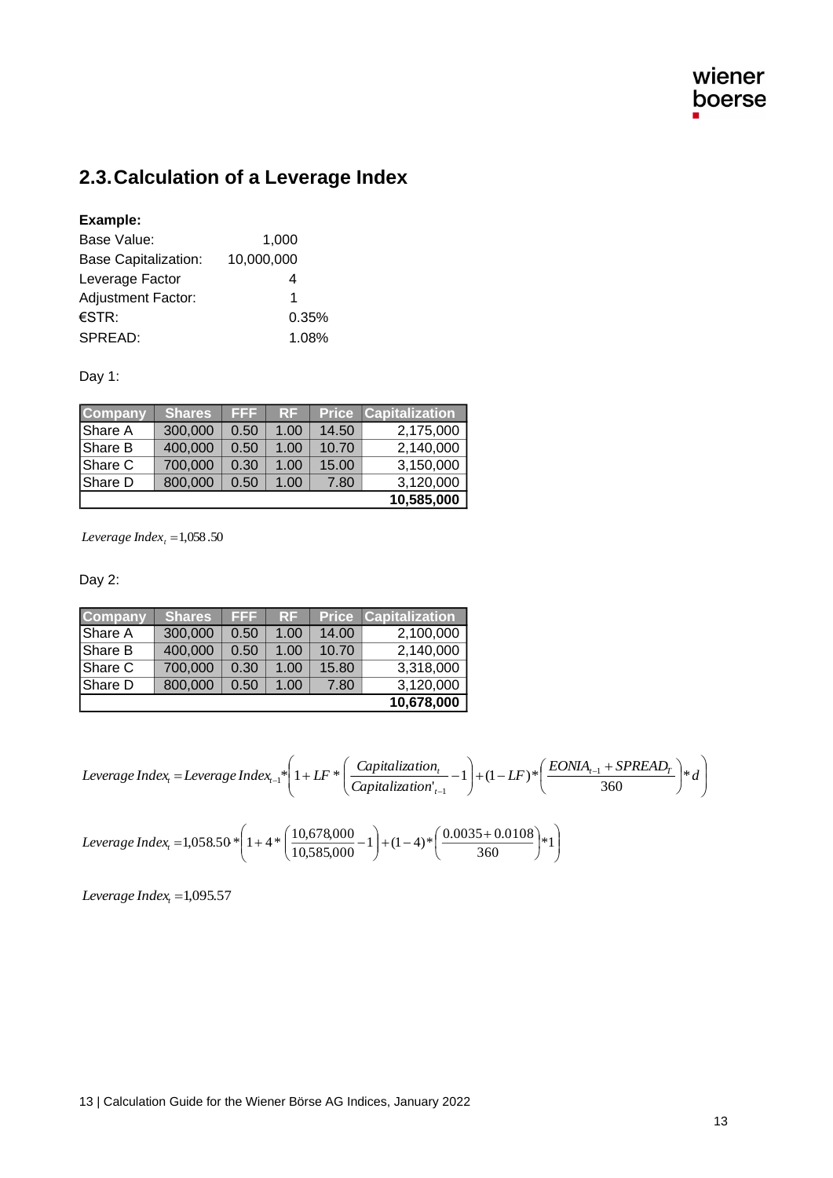## 2.3. Calculation of a Leverage Index

**Example:**

| | |
|---|---|
| Base Value: | 1,000 |
| Base Capitalization: | 10,000,000 |
| Leverage Factor | 4 |
| Adjustment Factor: | 1 |
| €STR: | 0.35% |
| SPREAD: | 1.08% |

Day 1:

| Company | Shares | FFF | RF | Price | Capitalization |
|---|---|---|---|---|---|
| Share A | 300,000 | 0.50 | 1.00 | 14.50 | 2,175,000 |
| Share B | 400,000 | 0.50 | 1.00 | 10.70 | 2,140,000 |
| Share C | 700,000 | 0.30 | 1.00 | 15.00 | 3,150,000 |
| Share D | 800,000 | 0.50 | 1.00 | 7.80 | 3,120,000 |
| | | | | | **10,585,000** |

$$Leverage\ Index_t = 1{,}058.50$$

Day 2:

| Company | Shares | FFF | RF | Price | Capitalization |
|---|---|---|---|---|---|
| Share A | 300,000 | 0.50 | 1.00 | 14.00 | 2,100,000 |
| Share B | 400,000 | 0.50 | 1.00 | 10.70 | 2,140,000 |
| Share C | 700,000 | 0.30 | 1.00 | 15.80 | 3,318,000 |
| Share D | 800,000 | 0.50 | 1.00 | 7.80 | 3,120,000 |
| | | | | | **10,678,000** |

$$Leverage\ Index_t = Leverage\ Index_{t-1} * \left(1 + LF * \left(\frac{Capitalization_t}{Capitalization'_{t-1}} - 1\right) + (1 - LF) * \left(\frac{EONIA_{t-1} + SPREAD_T}{360}\right) * d\right)$$

$$Leverage\ Index_t = 1{,}058.50 * \left(1 + 4 * \left(\frac{10{,}678{,}000}{10{,}585{,}000} - 1\right) + (1 - 4) * \left(\frac{0.0035 + 0.0108}{360}\right) * 1\right)$$

$$Leverage\ Index_t = 1{,}095.57$$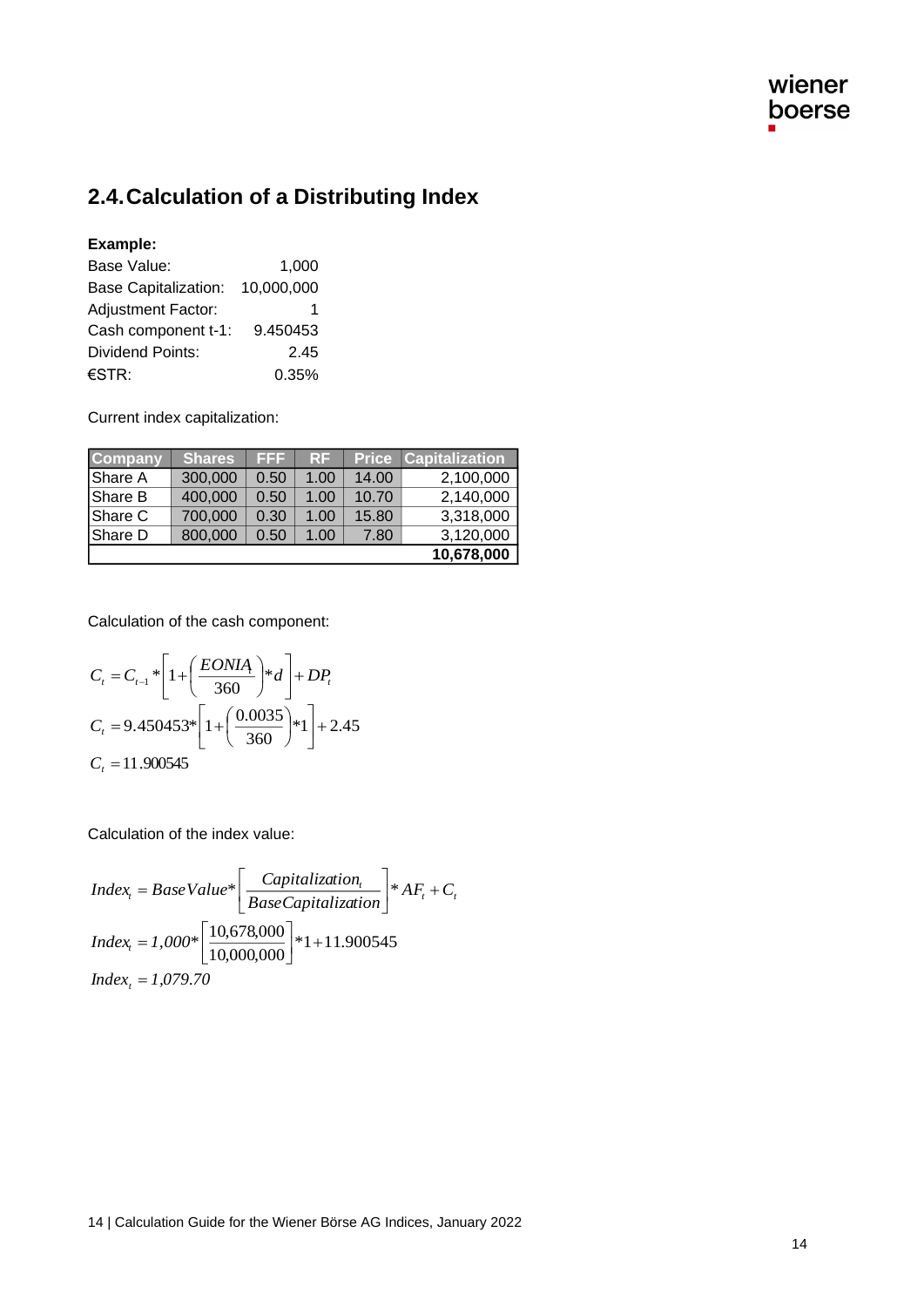## 2.4. Calculation of a Distributing Index

**Example:**

| | |
|---|---|
| Base Value: | 1,000 |
| Base Capitalization: | 10,000,000 |
| Adjustment Factor: | 1 |
| Cash component t-1: | 9.450453 |
| Dividend Points: | 2.45 |
| €STR: | 0.35% |

Current index capitalization:

| Company | Shares | FFF | RF | Price | Capitalization |
|---|---|---|---|---|---|
| Share A | 300,000 | 0.50 | 1.00 | 14.00 | 2,100,000 |
| Share B | 400,000 | 0.50 | 1.00 | 10.70 | 2,140,000 |
| Share C | 700,000 | 0.30 | 1.00 | 15.80 | 3,318,000 |
| Share D | 800,000 | 0.50 | 1.00 | 7.80 | 3,120,000 |
| | | | | | **10,678,000** |

Calculation of the cash component:

$$C_t = C_{t-1} * \left[1 + \left(\frac{EONIA_t}{360}\right) * d\right] + DP_t$$

$$C_t = 9.450453 * \left[1 + \left(\frac{0.0035}{360}\right) * 1\right] + 2.45$$

$$C_t = 11.900545$$

Calculation of the index value:

$$Index_t = BaseValue * \left[\frac{Capitalization_t}{BaseCapitalization}\right] * AF_t + C_t$$

$$Index_t = 1{,}000 * \left[\frac{10{,}678{,}000}{10{,}000{,}000}\right] * 1 + 11.900545$$

$$Index_t = 1{,}079.70$$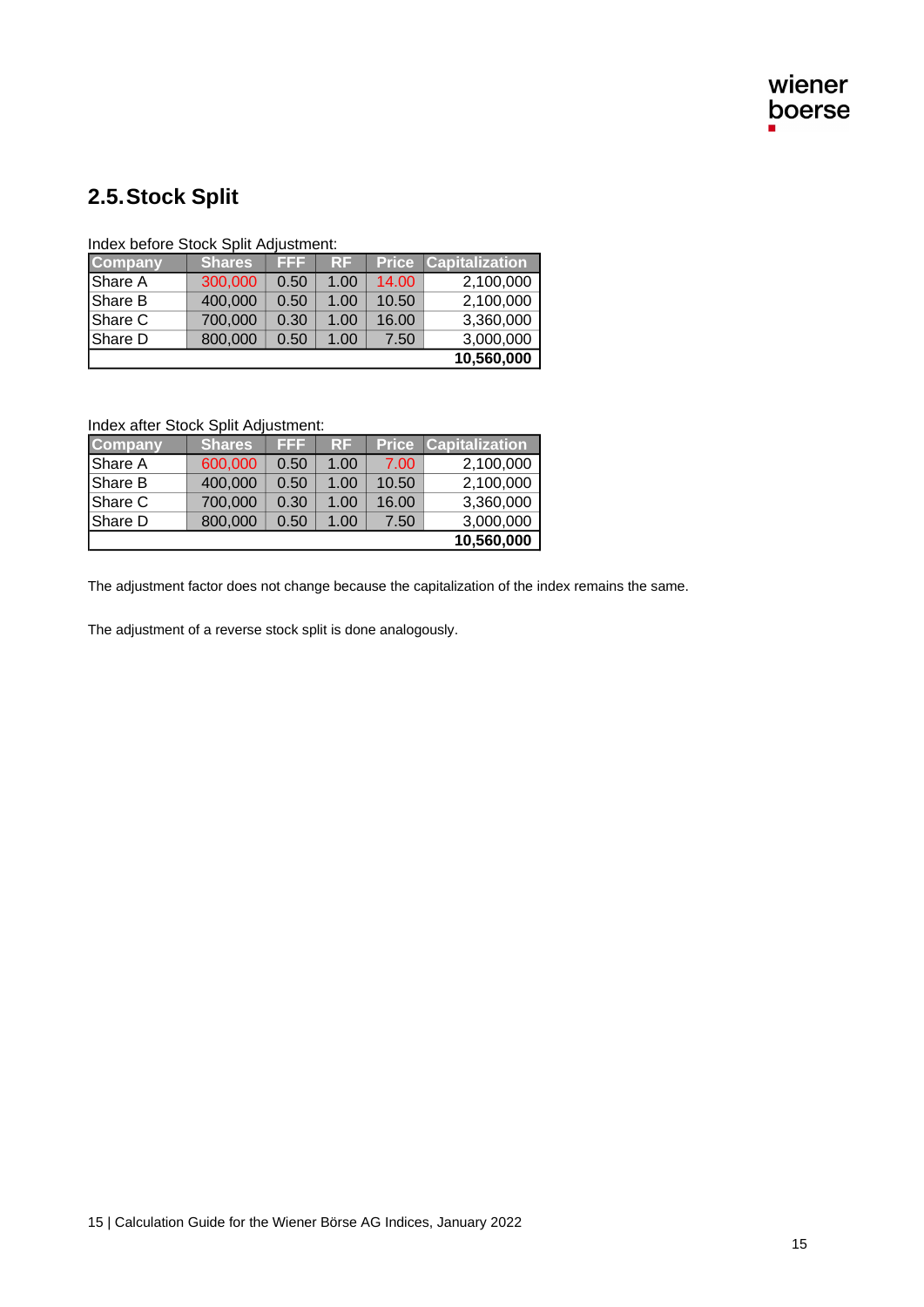## 2.5. Stock Split

Index before Stock Split Adjustment:

| Company | Shares | FFF | RF | Price | Capitalization |
|---|---|---|---|---|---|
| Share A | 300,000 | 0.50 | 1.00 | 14.00 | 2,100,000 |
| Share B | 400,000 | 0.50 | 1.00 | 10.50 | 2,100,000 |
| Share C | 700,000 | 0.30 | 1.00 | 16.00 | 3,360,000 |
| Share D | 800,000 | 0.50 | 1.00 | 7.50 | 3,000,000 |
| | | | | | **10,560,000** |

Index after Stock Split Adjustment:

| Company | Shares | FFF | RF | Price | Capitalization |
|---|---|---|---|---|---|
| Share A | 600,000 | 0.50 | 1.00 | 7.00 | 2,100,000 |
| Share B | 400,000 | 0.50 | 1.00 | 10.50 | 2,100,000 |
| Share C | 700,000 | 0.30 | 1.00 | 16.00 | 3,360,000 |
| Share D | 800,000 | 0.50 | 1.00 | 7.50 | 3,000,000 |
| | | | | | **10,560,000** |

The adjustment factor does not change because the capitalization of the index remains the same.

The adjustment of a reverse stock split is done analogously.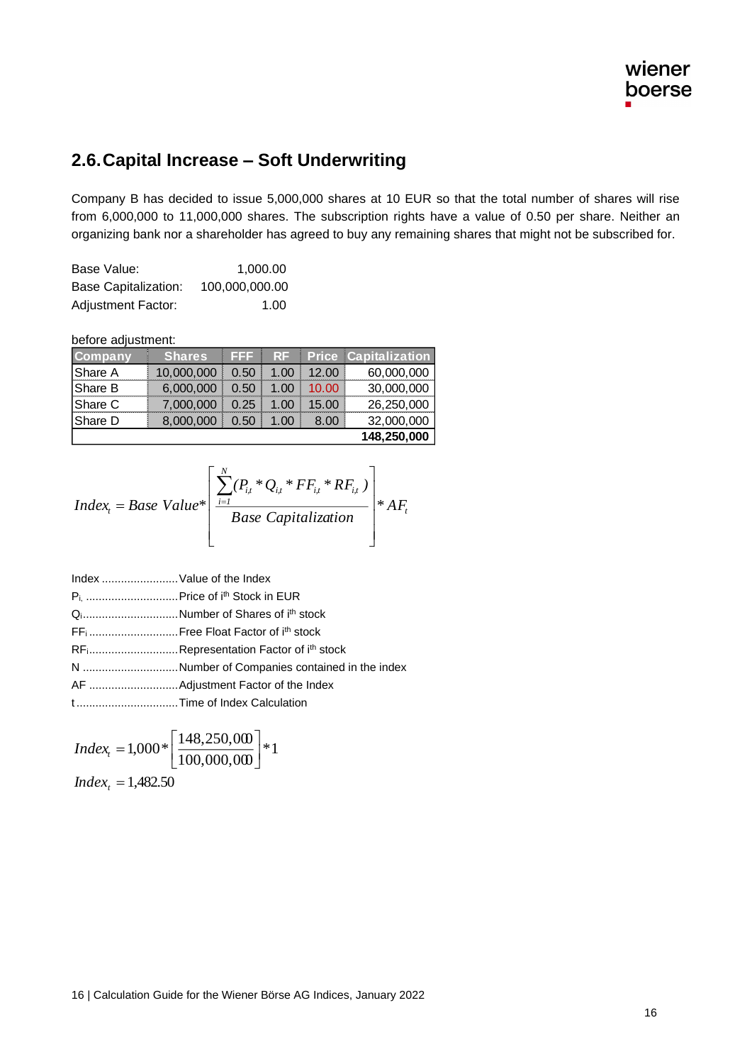## 2.6. Capital Increase – Soft Underwriting

Company B has decided to issue 5,000,000 shares at 10 EUR so that the total number of shares will rise from 6,000,000 to 11,000,000 shares. The subscription rights have a value of 0.50 per share. Neither an organizing bank nor a shareholder has agreed to buy any remaining shares that might not be subscribed for.

| | |
|---|---|
| Base Value: | 1,000.00 |
| Base Capitalization: | 100,000,000.00 |
| Adjustment Factor: | 1.00 |

before adjustment:

| Company | Shares | FFF | RF | Price | Capitalization |
|---|---|---|---|---|---|
| Share A | 10,000,000 | 0.50 | 1.00 | 12.00 | 60,000,000 |
| Share B | 6,000,000 | 0.50 | 1.00 | 10.00 | 30,000,000 |
| Share C | 7,000,000 | 0.25 | 1.00 | 15.00 | 26,250,000 |
| Share D | 8,000,000 | 0.50 | 1.00 | 8.00 | 32,000,000 |
| | | | | | **148,250,000** |

$$Index_t = Base\ Value * \left[ \frac{\sum_{i=1}^{N} (P_{i,t} * Q_{i,t} * FF_{i,t} * RF_{i,t})}{Base\ Capitalization} \right] * AF_t$$

Index ........................ Value of the Index
$P_i$ ............................. Price of $i^{th}$ Stock in EUR
$Q_i$.............................. Number of Shares of $i^{th}$ stock
$FF_i$ ............................ Free Float Factor of $i^{th}$ stock
$RF_i$............................ Representation Factor of $i^{th}$ stock
N .............................. Number of Companies contained in the index
AF ............................ Adjustment Factor of the Index
t ................................ Time of Index Calculation

$$Index_t = 1{,}000 * \left[ \frac{148{,}250{,}000}{100{,}000{,}000} \right] * 1$$

$$Index_t = 1{,}482.50$$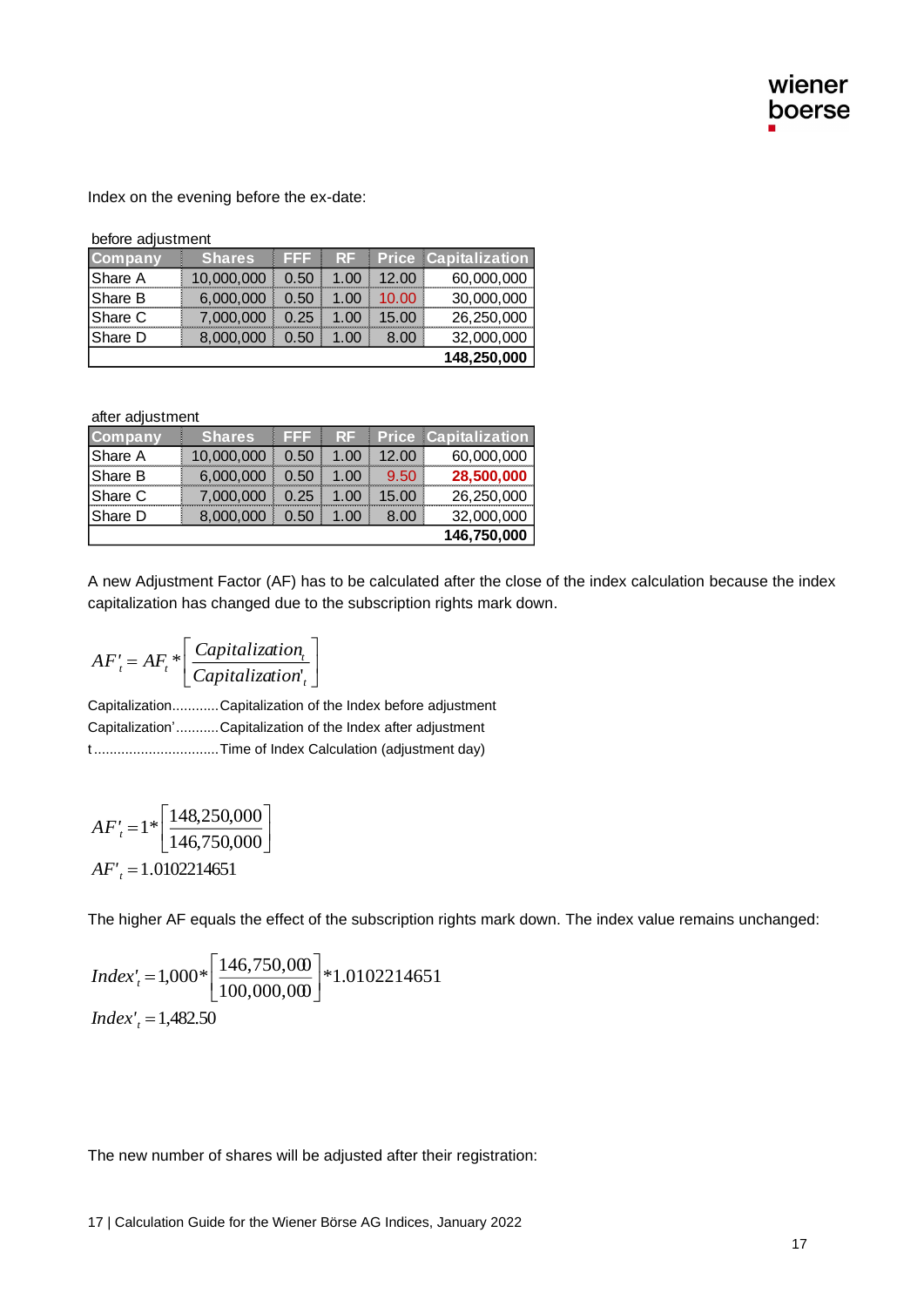Index on the evening before the ex-date:

before adjustment

| Company | Shares | FFF | RF | Price | Capitalization |
|---|---|---|---|---|---|
| Share A | 10,000,000 | 0.50 | 1.00 | 12.00 | 60,000,000 |
| Share B | 6,000,000 | 0.50 | 1.00 | 10.00 | 30,000,000 |
| Share C | 7,000,000 | 0.25 | 1.00 | 15.00 | 26,250,000 |
| Share D | 8,000,000 | 0.50 | 1.00 | 8.00 | 32,000,000 |
| | | | | | **148,250,000** |

after adjustment

| Company | Shares | FFF | RF | Price | Capitalization |
|---|---|---|---|---|---|
| Share A | 10,000,000 | 0.50 | 1.00 | 12.00 | 60,000,000 |
| Share B | 6,000,000 | 0.50 | 1.00 | 9.50 | **28,500,000** |
| Share C | 7,000,000 | 0.25 | 1.00 | 15.00 | 26,250,000 |
| Share D | 8,000,000 | 0.50 | 1.00 | 8.00 | 32,000,000 |
| | | | | | **146,750,000** |

A new Adjustment Factor (AF) has to be calculated after the close of the index calculation because the index capitalization has changed due to the subscription rights mark down.

$$AF'_t = AF_t * \left[ \frac{Capitalization_t}{Capitalization'_t} \right]$$

Capitalization............Capitalization of the Index before adjustment

Capitalization'...........Capitalization of the Index after adjustment

t................................Time of Index Calculation (adjustment day)

$$AF'_t = 1 * \left[ \frac{148{,}250{,}000}{146{,}750{,}000} \right]$$

$$AF'_t = 1.0102214651$$

The higher AF equals the effect of the subscription rights mark down. The index value remains unchanged:

$$Index'_t = 1{,}000 * \left[ \frac{146{,}750{,}000}{100{,}000{,}000} \right] * 1.0102214651$$

$$Index'_t = 1{,}482.50$$

The new number of shares will be adjusted after their registration: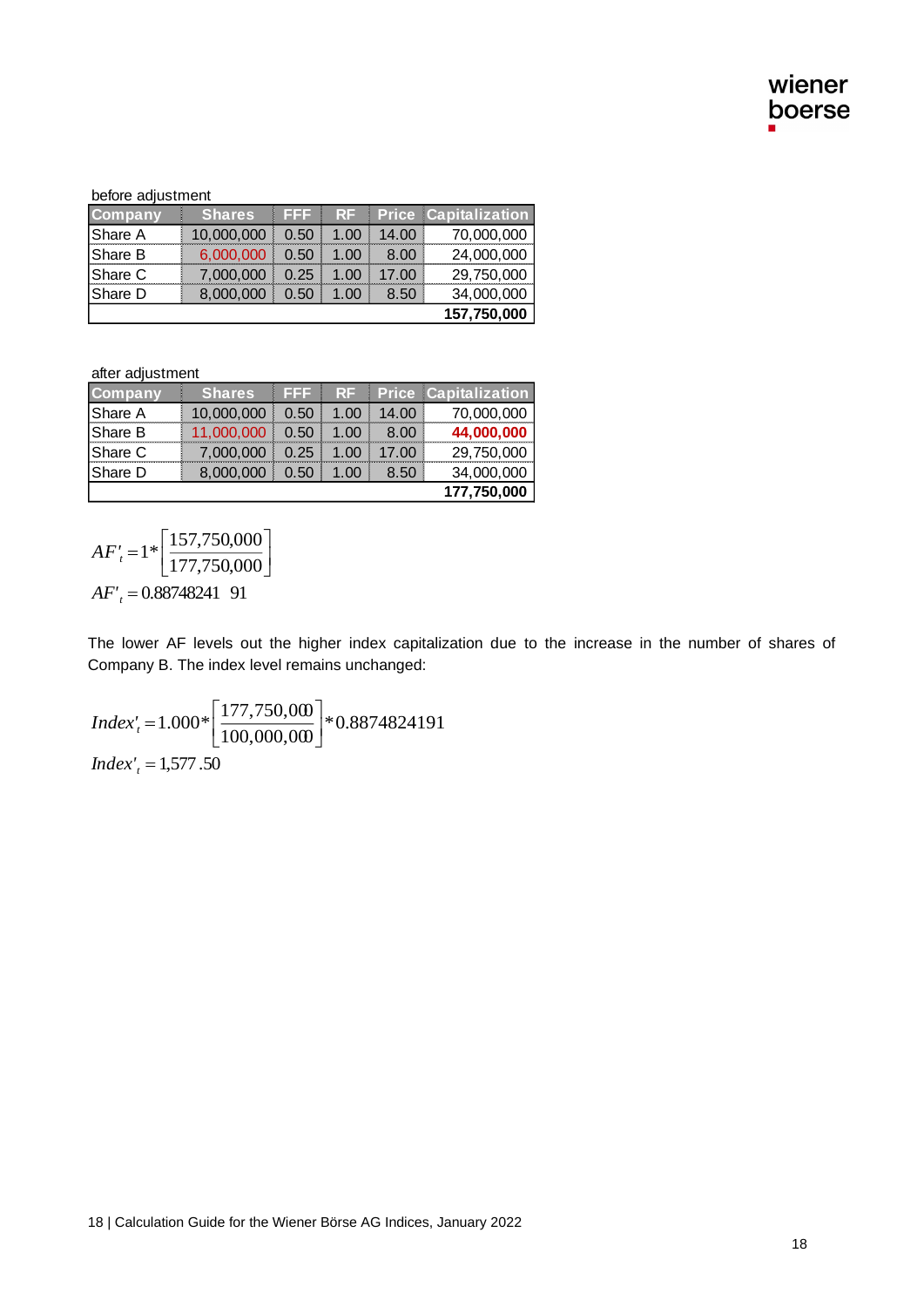before adjustment

| Company | Shares | FFF | RF | Price | Capitalization |
|---|---|---|---|---|---|
| Share A | 10,000,000 | 0.50 | 1.00 | 14.00 | 70,000,000 |
| Share B | 6,000,000 | 0.50 | 1.00 | 8.00 | 24,000,000 |
| Share C | 7,000,000 | 0.25 | 1.00 | 17.00 | 29,750,000 |
| Share D | 8,000,000 | 0.50 | 1.00 | 8.50 | 34,000,000 |
| | | | | | **157,750,000** |

after adjustment

| Company | Shares | FFF | RF | Price | Capitalization |
|---|---|---|---|---|---|
| Share A | 10,000,000 | 0.50 | 1.00 | 14.00 | 70,000,000 |
| Share B | 11,000,000 | 0.50 | 1.00 | 8.00 | **44,000,000** |
| Share C | 7,000,000 | 0.25 | 1.00 | 17.00 | 29,750,000 |
| Share D | 8,000,000 | 0.50 | 1.00 | 8.50 | 34,000,000 |
| | | | | | **177,750,000** |

$$AF'_t = 1 * \left[ \frac{157{,}750{,}000}{177{,}750{,}000} \right]$$

$$AF'_t = 0.88748241\ 91$$

The lower AF levels out the higher index capitalization due to the increase in the number of shares of Company B. The index level remains unchanged:

$$Index'_t = 1.000 * \left[ \frac{177{,}750{,}000}{100{,}000{,}000} \right] * 0.8874824191$$

$$Index'_t = 1{,}577.50$$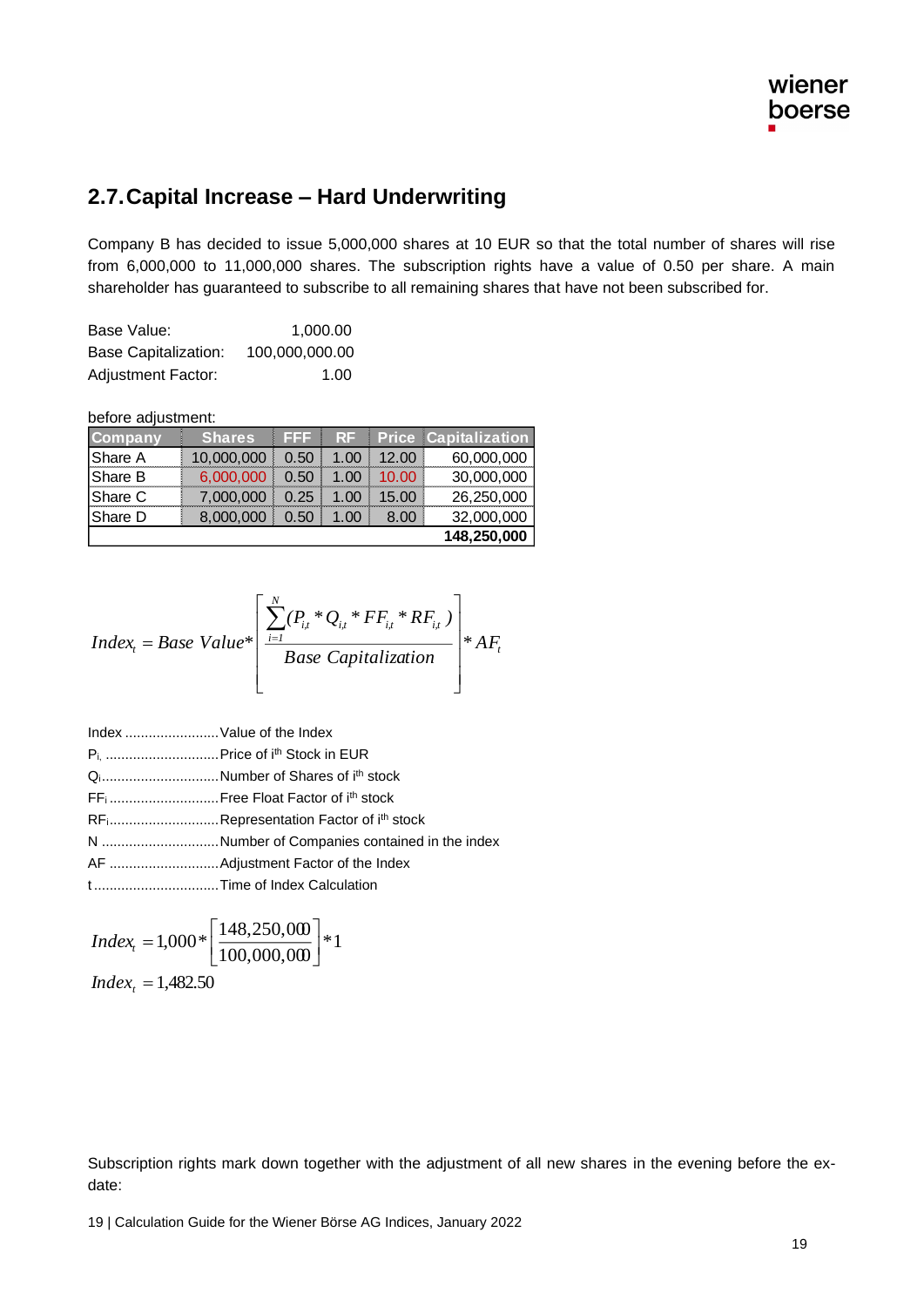## 2.7. Capital Increase – Hard Underwriting

Company B has decided to issue 5,000,000 shares at 10 EUR so that the total number of shares will rise from 6,000,000 to 11,000,000 shares. The subscription rights have a value of 0.50 per share. A main shareholder has guaranteed to subscribe to all remaining shares that have not been subscribed for.

| | |
|---|---|
| Base Value: | 1,000.00 |
| Base Capitalization: | 100,000,000.00 |
| Adjustment Factor: | 1.00 |

before adjustment:

| Company | Shares | FFF | RF | Price | Capitalization |
|---|---|---|---|---|---|
| Share A | 10,000,000 | 0.50 | 1.00 | 12.00 | 60,000,000 |
| Share B | 6,000,000 | 0.50 | 1.00 | 10.00 | 30,000,000 |
| Share C | 7,000,000 | 0.25 | 1.00 | 15.00 | 26,250,000 |
| Share D | 8,000,000 | 0.50 | 1.00 | 8.00 | 32,000,000 |
| | | | | | **148,250,000** |

$$Index_t = Base\ Value * \left[ \frac{\sum_{i=1}^{N} (P_{i,t} * Q_{i,t} * FF_{i,t} * RF_{i,t})}{Base\ Capitalization} \right] * AF_t$$

Index ........................ Value of the Index
$P_i$ ............................ Price of $i^{th}$ Stock in EUR
$Q_i$ ............................ Number of Shares of $i^{th}$ stock
$FF_i$ .......................... Free Float Factor of $i^{th}$ stock
$RF_i$ .......................... Representation Factor of $i^{th}$ stock
N .............................. Number of Companies contained in the index
AF ............................ Adjustment Factor of the Index
t ................................ Time of Index Calculation

$$Index_t = 1{,}000 * \left[ \frac{148{,}250{,}000}{100{,}000{,}000} \right] * 1$$

$$Index_t = 1{,}482.50$$

Subscription rights mark down together with the adjustment of all new shares in the evening before the ex-date: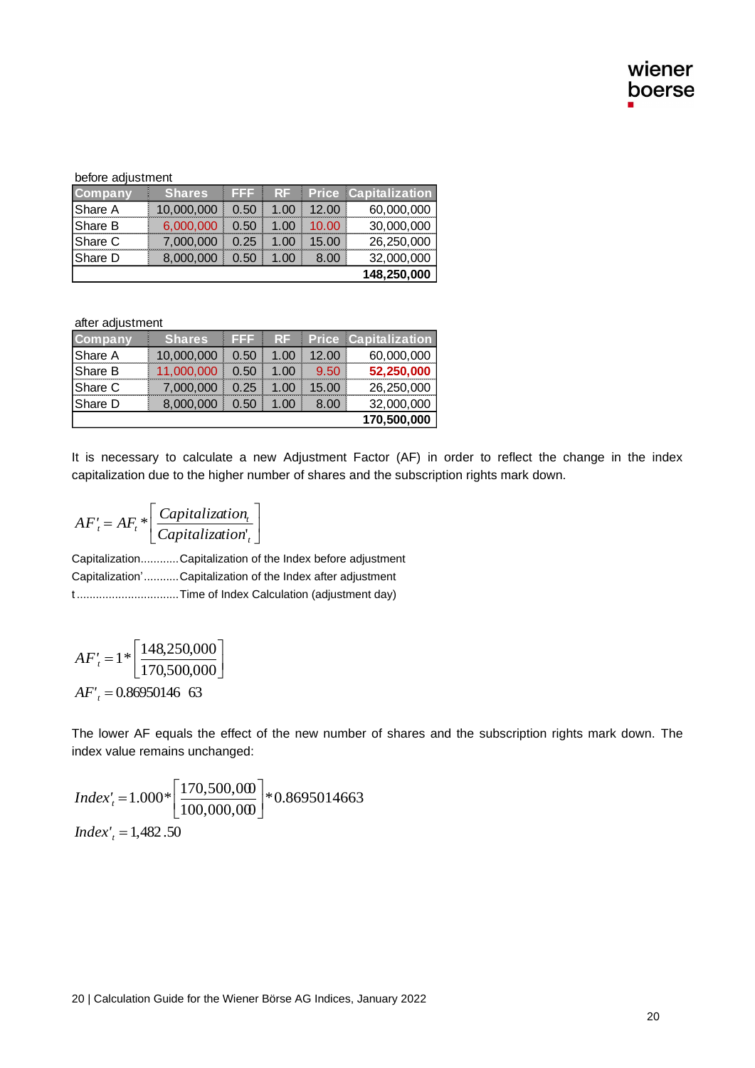before adjustment

| Company | Shares | FFF | RF | Price | Capitalization |
|---|---|---|---|---|---|
| Share A | 10,000,000 | 0.50 | 1.00 | 12.00 | 60,000,000 |
| Share B | 6,000,000 | 0.50 | 1.00 | 10.00 | 30,000,000 |
| Share C | 7,000,000 | 0.25 | 1.00 | 15.00 | 26,250,000 |
| Share D | 8,000,000 | 0.50 | 1.00 | 8.00 | 32,000,000 |
| | | | | | **148,250,000** |

after adjustment

| Company | Shares | FFF | RF | Price | Capitalization |
|---|---|---|---|---|---|
| Share A | 10,000,000 | 0.50 | 1.00 | 12.00 | 60,000,000 |
| Share B | 11,000,000 | 0.50 | 1.00 | 9.50 | **52,250,000** |
| Share C | 7,000,000 | 0.25 | 1.00 | 15.00 | 26,250,000 |
| Share D | 8,000,000 | 0.50 | 1.00 | 8.00 | 32,000,000 |
| | | | | | **170,500,000** |

It is necessary to calculate a new Adjustment Factor (AF) in order to reflect the change in the index capitalization due to the higher number of shares and the subscription rights mark down.

$$AF'_t = AF_t * \left[ \frac{Capitalization_t}{Capitalization'_t} \right]$$

Capitalization............Capitalization of the Index before adjustment
Capitalization'...........Capitalization of the Index after adjustment
t.................................Time of Index Calculation (adjustment day)

$$AF'_t = 1 * \left[ \frac{148,250,000}{170,500,000} \right]$$

$$AF'_t = 0.8695014663$$

The lower AF equals the effect of the new number of shares and the subscription rights mark down. The index value remains unchanged:

$$Index'_t = 1.000 * \left[ \frac{170,500,000}{100,000,000} \right] * 0.8695014663$$

$$Index'_t = 1,482.50$$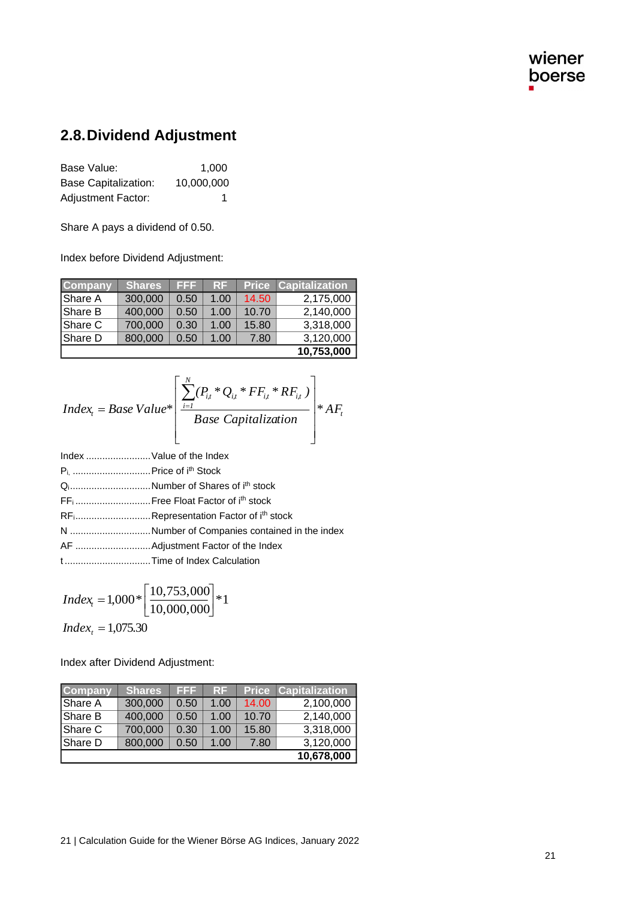## 2.8. Dividend Adjustment

Base Value: 1,000
Base Capitalization: 10,000,000
Adjustment Factor: 1

Share A pays a dividend of 0.50.

Index before Dividend Adjustment:

| Company | Shares | FFF | RF | Price | Capitalization |
|---|---|---|---|---|---|
| Share A | 300,000 | 0.50 | 1.00 | 14.50 | 2,175,000 |
| Share B | 400,000 | 0.50 | 1.00 | 10.70 | 2,140,000 |
| Share C | 700,000 | 0.30 | 1.00 | 15.80 | 3,318,000 |
| Share D | 800,000 | 0.50 | 1.00 | 7.80 | 3,120,000 |
| | | | | | **10,753,000** |

$$Index_t = Base\ Value * \left[ \frac{\sum_{i=1}^{N} (P_{i,t} * Q_{i,t} * FF_{i,t} * RF_{i,t})}{Base\ Capitalization} \right] * AF_t$$

Index ........................Value of the Index
$P_i$ ............................Price of $i^{th}$ Stock
$Q_i$.............................Number of Shares of $i^{th}$ stock
$FF_i$ ...........................Free Float Factor of $i^{th}$ stock
$RF_i$............................Representation Factor of $i^{th}$ stock
N ..............................Number of Companies contained in the index
AF ............................Adjustment Factor of the Index
t ................................Time of Index Calculation

$$Index_t = 1{,}000 * \left[ \frac{10{,}753{,}000}{10{,}000{,}000} \right] * 1$$

$$Index_t = 1{,}075.30$$

Index after Dividend Adjustment:

| Company | Shares | FFF | RF | Price | Capitalization |
|---|---|---|---|---|---|
| Share A | 300,000 | 0.50 | 1.00 | 14.00 | 2,100,000 |
| Share B | 400,000 | 0.50 | 1.00 | 10.70 | 2,140,000 |
| Share C | 700,000 | 0.30 | 1.00 | 15.80 | 3,318,000 |
| Share D | 800,000 | 0.50 | 1.00 | 7.80 | 3,120,000 |
| | | | | | **10,678,000** |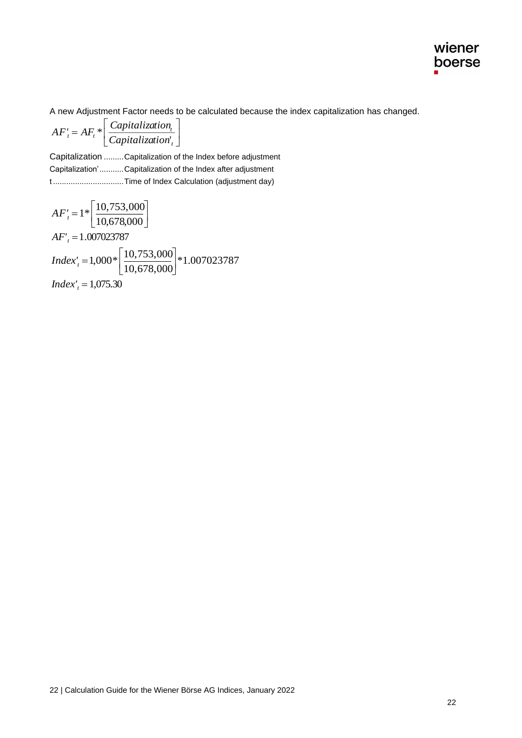A new Adjustment Factor needs to be calculated because the index capitalization has changed.

$$AF'_t = AF_t * \left[ \frac{Capitalization_t}{Capitalization'_t} \right]$$

Capitalization .........Capitalization of the Index before adjustment

Capitalization' ...........Capitalization of the Index after adjustment

t ................................Time of Index Calculation (adjustment day)

$$AF'_t = 1 * \left[ \frac{10{,}753{,}000}{10{,}678{,}000} \right]$$

$$AF'_t = 1.007023787$$

$$Index'_t = 1{,}000 * \left[ \frac{10{,}753{,}000}{10{,}678{,}000} \right] * 1.007023787$$

$$Index'_t = 1{,}075.30$$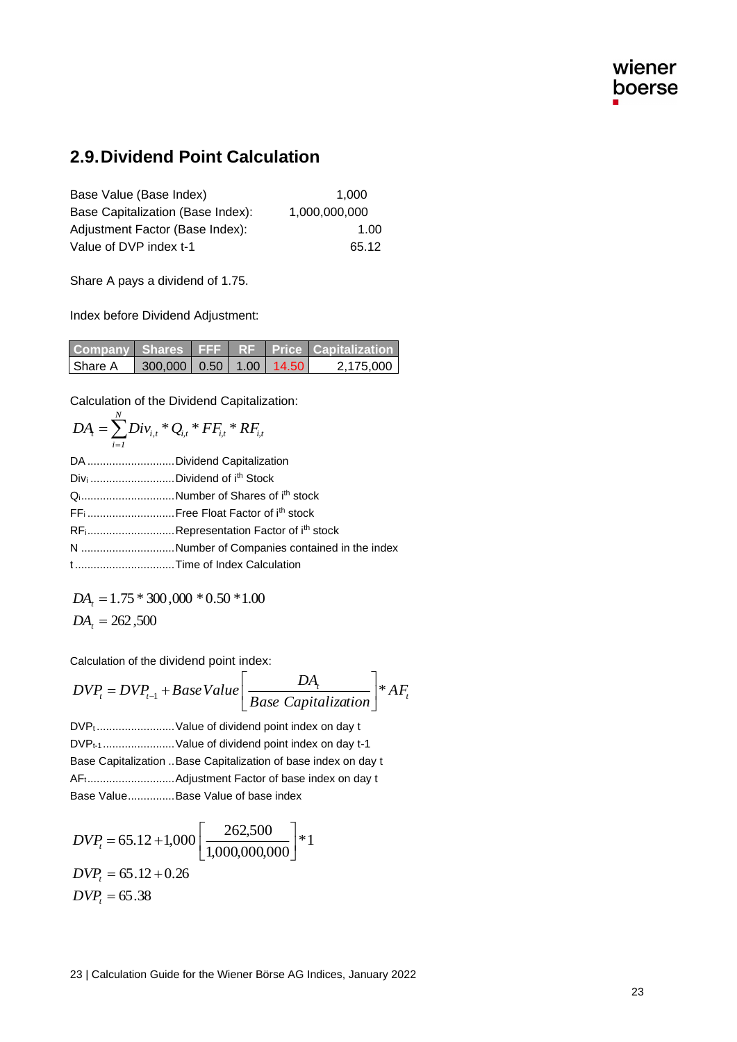## 2.9. Dividend Point Calculation

| | |
|---|---|
| Base Value (Base Index) | 1,000 |
| Base Capitalization (Base Index): | 1,000,000,000 |
| Adjustment Factor (Base Index): | 1.00 |
| Value of DVP index t-1 | 65.12 |

Share A pays a dividend of 1.75.

Index before Dividend Adjustment:

| Company | Shares | FFF | RF | Price | Capitalization |
|---|---|---|---|---|---|
| Share A | 300,000 | 0.50 | 1.00 | 14.50 | 2,175,000 |

Calculation of the Dividend Capitalization:

$$DA_t = \sum_{i=1}^{N} Div_{i,t} * Q_{i,t} * FF_{i,t} * RF_{i,t}$$

DA ............................Dividend Capitalization  
$Div_i$ ..........................Dividend of $i^{th}$ Stock  
$Q_i$..............................Number of Shares of $i^{th}$ stock  
$FF_i$ ............................Free Float Factor of $i^{th}$ stock  
$RF_i$............................Representation Factor of $i^{th}$ stock  
N ..............................Number of Companies contained in the index  
t ................................Time of Index Calculation

$$DA_t = 1.75 * 300{,}000 * 0.50 * 1.00$$
$$DA_t = 262{,}500$$

Calculation of the dividend point index:

$$DVP_t = DVP_{t-1} + Base\,Value\left[\frac{DA_t}{Base\ Capitalization}\right] * AF_t$$

$DVP_t$.........................Value of dividend point index on day t  
$DVP_{t-1}$.......................Value of dividend point index on day t-1  
Base Capitalization ..Base Capitalization of base index on day t  
$AF_t$............................Adjustment Factor of base index on day t  
Base Value..............Base Value of base index

$$DVP_t = 65.12 + 1{,}000\left[\frac{262{,}500}{1{,}000{,}000{,}000}\right] * 1$$
$$DVP_t = 65.12 + 0.26$$
$$DVP_t = 65.38$$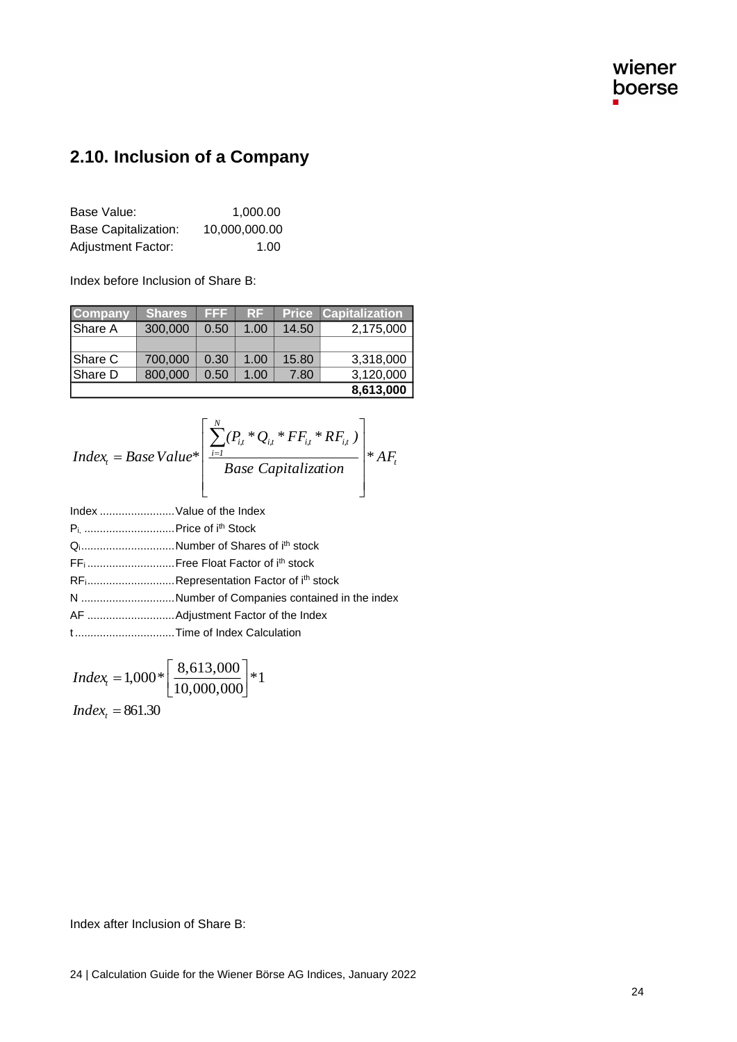## 2.10. Inclusion of a Company

| | |
|---|---|
| Base Value: | 1,000.00 |
| Base Capitalization: | 10,000,000.00 |
| Adjustment Factor: | 1.00 |

Index before Inclusion of Share B:

| Company | Shares | FFF | RF | Price | Capitalization |
|---|---|---|---|---|---|
| Share A | 300,000 | 0.50 | 1.00 | 14.50 | 2,175,000 |
| | | | | | |
| Share C | 700,000 | 0.30 | 1.00 | 15.80 | 3,318,000 |
| Share D | 800,000 | 0.50 | 1.00 | 7.80 | 3,120,000 |
| | | | | | **8,613,000** |

$$Index_t = Base\,Value * \left[ \frac{\sum_{i=1}^{N} (P_{i,t} * Q_{i,t} * FF_{i,t} * RF_{i,t})}{Base\ Capitalization} \right] * AF_t$$

Index ........................Value of the Index
$P_i$ .............................Price of $i^{th}$ Stock
$Q_i$..............................Number of Shares of $i^{th}$ stock
$FF_i$ ............................Free Float Factor of $i^{th}$ stock
$RF_i$............................Representation Factor of $i^{th}$ stock
N ..............................Number of Companies contained in the index
AF ............................Adjustment Factor of the Index
t ................................Time of Index Calculation

$$Index_t = 1{,}000 * \left[ \frac{8{,}613{,}000}{10{,}000{,}000} \right] * 1$$

$$Index_t = 861.30$$

Index after Inclusion of Share B: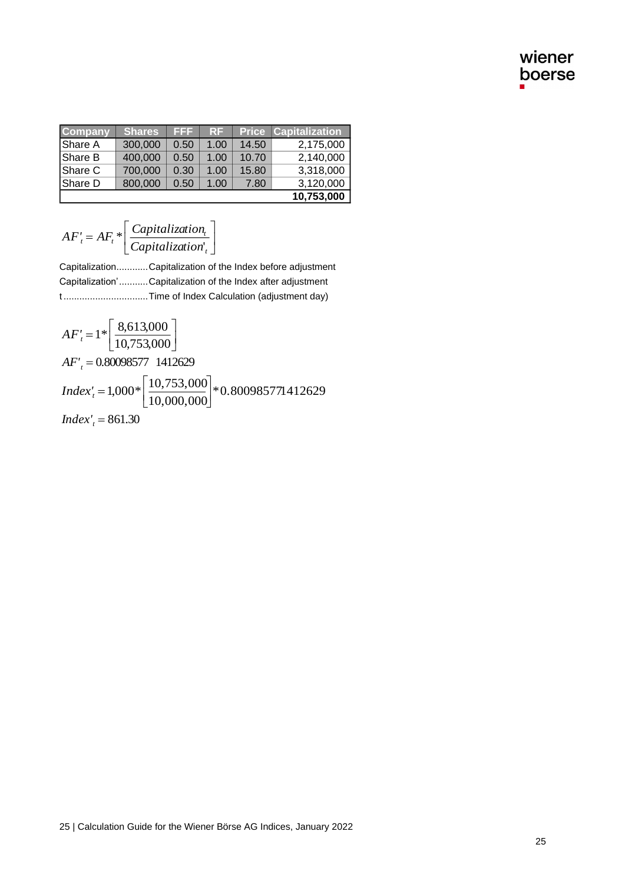| Company | Shares | FFF | RF | Price | Capitalization |
|---|---|---|---|---|---|
| Share A | 300,000 | 0.50 | 1.00 | 14.50 | 2,175,000 |
| Share B | 400,000 | 0.50 | 1.00 | 10.70 | 2,140,000 |
| Share C | 700,000 | 0.30 | 1.00 | 15.80 | 3,318,000 |
| Share D | 800,000 | 0.50 | 1.00 | 7.80 | 3,120,000 |
| | | | | | **10,753,000** |

$$AF'_t = AF_t * \left[ \frac{Capitalization_t}{Capitalization'_t} \right]$$

Capitalization............Capitalization of the Index before adjustment
Capitalization'...........Capitalization of the Index after adjustment
t................................Time of Index Calculation (adjustment day)

$$AF'_t = 1 * \left[ \frac{8{,}613{,}000}{10{,}753{,}000} \right]$$

$$AF'_t = 0.80098577\ \ 1412629$$

$$Index'_t = 1{,}000 * \left[ \frac{10{,}753{,}000}{10{,}000{,}000} \right] * 0.800985771412629$$

$$Index'_t = 861.30$$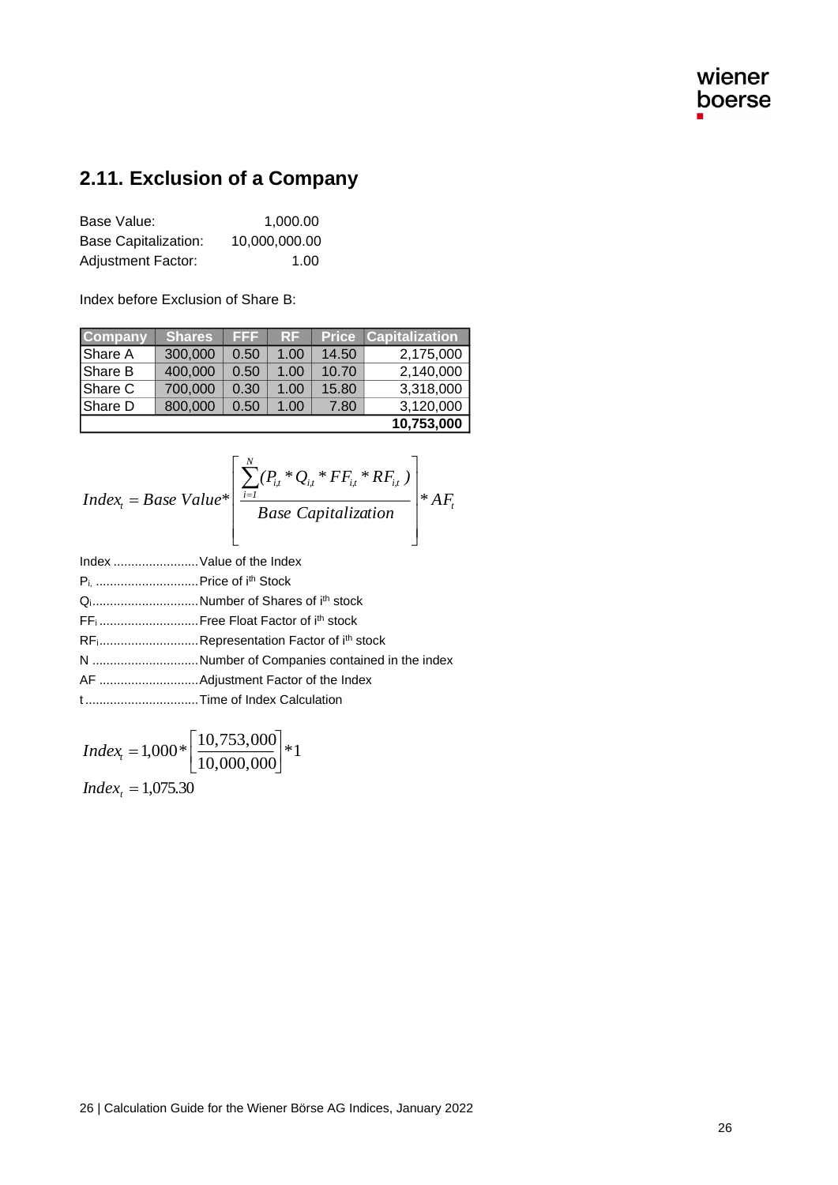## 2.11. Exclusion of a Company

Base Value: 1,000.00
Base Capitalization: 10,000,000.00
Adjustment Factor: 1.00

Index before Exclusion of Share B:

| Company | Shares | FFF | RF | Price | Capitalization |
|---|---|---|---|---|---|
| Share A | 300,000 | 0.50 | 1.00 | 14.50 | 2,175,000 |
| Share B | 400,000 | 0.50 | 1.00 | 10.70 | 2,140,000 |
| Share C | 700,000 | 0.30 | 1.00 | 15.80 | 3,318,000 |
| Share D | 800,000 | 0.50 | 1.00 | 7.80 | 3,120,000 |
| | | | | | **10,753,000** |

$$Index_t = Base\ Value * \left[ \frac{\sum_{i=1}^{N} (P_{i,t} * Q_{i,t} * FF_{i,t} * RF_{i,t})}{Base\ Capitalization} \right] * AF_t$$

Index ........................Value of the Index
$P_i$ .............................Price of $i^{th}$ Stock
$Q_i$..............................Number of Shares of $i^{th}$ stock
$FF_i$ ............................Free Float Factor of $i^{th}$ stock
$RF_i$............................Representation Factor of $i^{th}$ stock
N ..............................Number of Companies contained in the index
AF ............................Adjustment Factor of the Index
t ................................Time of Index Calculation

$$Index_t = 1{,}000 * \left[ \frac{10{,}753{,}000}{10{,}000{,}000} \right] * 1$$

$$Index_t = 1{,}075.30$$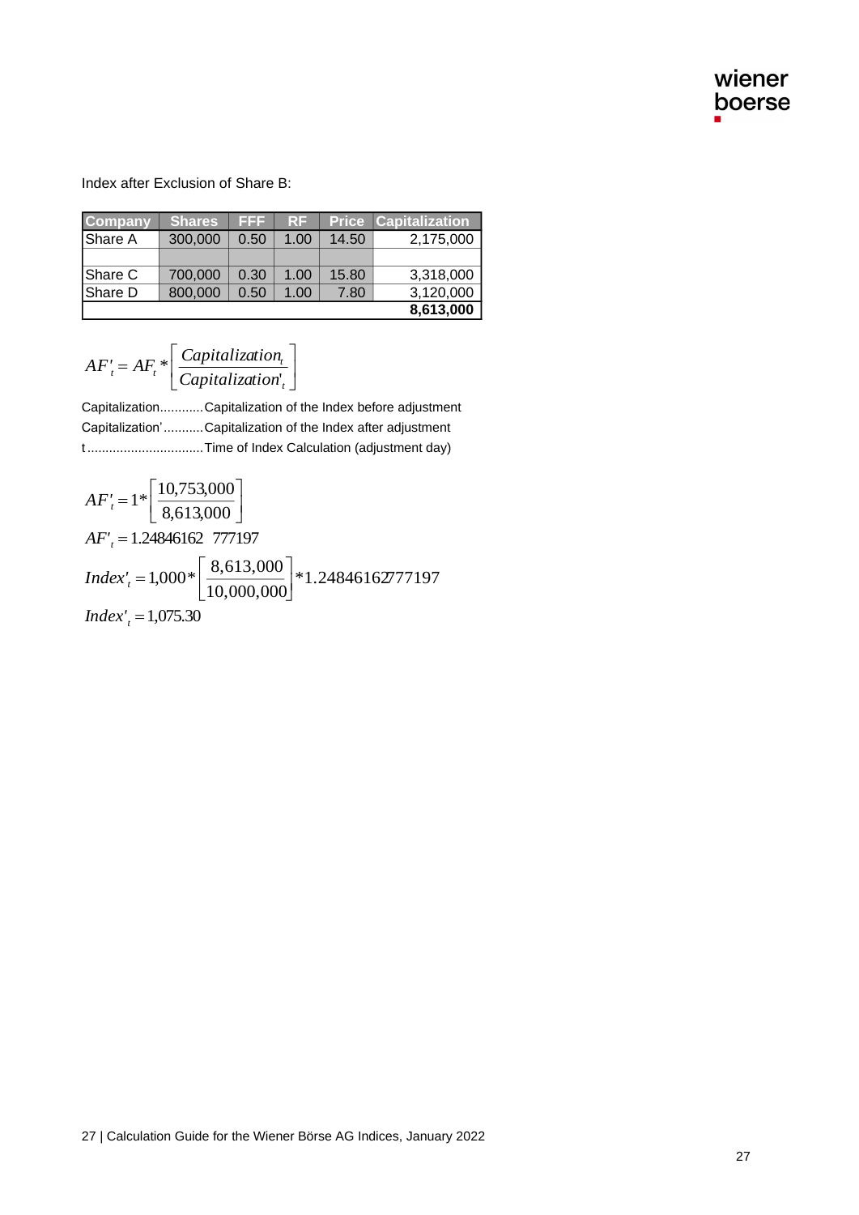Index after Exclusion of Share B:

| Company | Shares | FFF | RF | Price | Capitalization |
|---|---|---|---|---|---|
| Share A | 300,000 | 0.50 | 1.00 | 14.50 | 2,175,000 |
| | | | | | |
| Share C | 700,000 | 0.30 | 1.00 | 15.80 | 3,318,000 |
| Share D | 800,000 | 0.50 | 1.00 | 7.80 | 3,120,000 |
| | | | | | **8,613,000** |

$$AF'_t = AF_t * \left[ \frac{Capitalization_t}{Capitalization'_t} \right]$$

Capitalization............Capitalization of the Index before adjustment
Capitalization’...........Capitalization of the Index after adjustment
t................................Time of Index Calculation (adjustment day)

$$AF'_t = 1 * \left[ \frac{10,753,000}{8,613,000} \right]$$

$$AF'_t = 1.24846162\ 777197$$

$$Index'_t = 1,000 * \left[ \frac{8,613,000}{10,000,000} \right] * 1.24846162777197$$

$$Index'_t = 1,075.30$$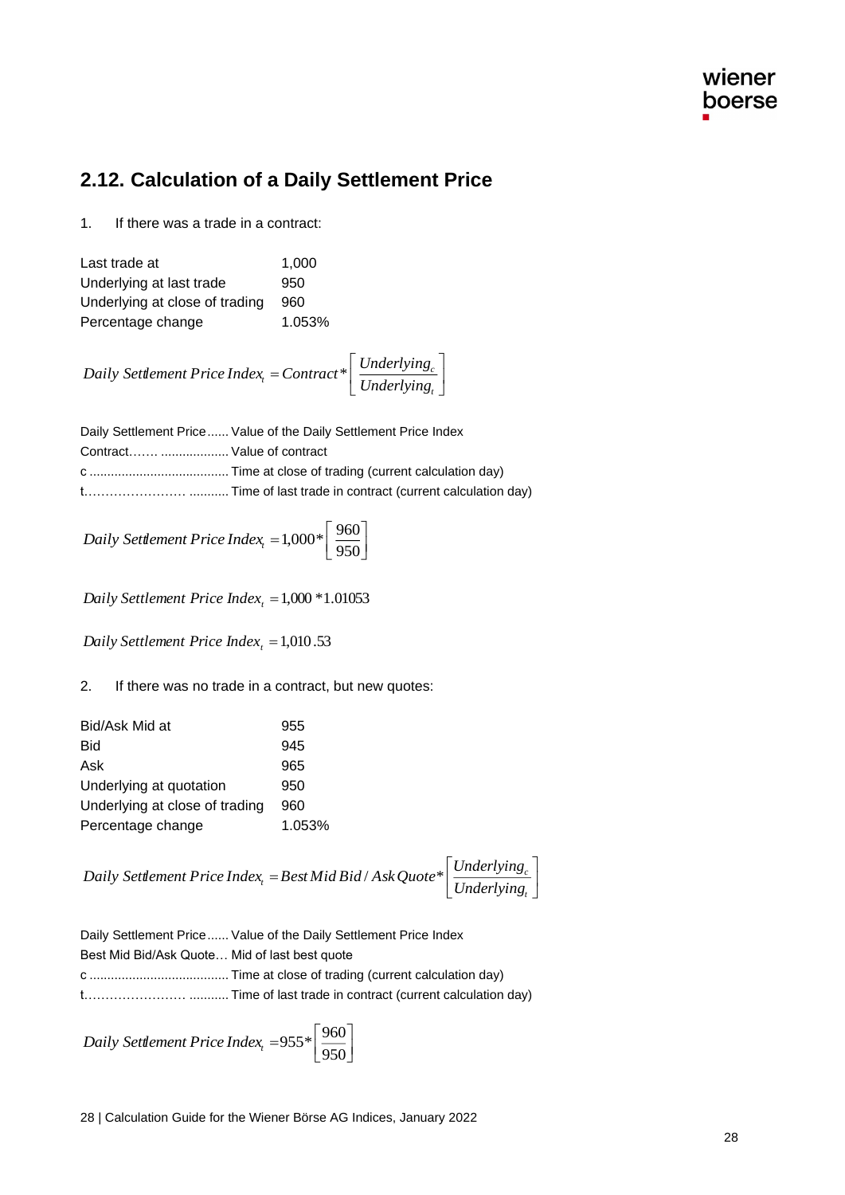## 2.12. Calculation of a Daily Settlement Price

1. If there was a trade in a contract:

| | |
|---|---|
| Last trade at | 1,000 |
| Underlying at last trade | 950 |
| Underlying at close of trading | 960 |
| Percentage change | 1.053% |

$$Daily\ Settlement\ Price\ Index_t = Contract * \left[ \frac{Underlying_c}{Underlying_t} \right]$$

Daily Settlement Price...... Value of the Daily Settlement Price Index
Contract……. .................. Value of contract
c ....................................... Time at close of trading (current calculation day)
t…………………… .......... Time of last trade in contract (current calculation day)

$$Daily\ Settlement\ Price\ Index_t = 1{,}000 * \left[ \frac{960}{950} \right]$$

$$Daily\ Settlement\ Price\ Index_t = 1{,}000 * 1.01053$$

$$Daily\ Settlement\ Price\ Index_t = 1{,}010.53$$

2. If there was no trade in a contract, but new quotes:

| | |
|---|---|
| Bid/Ask Mid at | 955 |
| Bid | 945 |
| Ask | 965 |
| Underlying at quotation | 950 |
| Underlying at close of trading | 960 |
| Percentage change | 1.053% |

$$Daily\ Settlement\ Price\ Index_t = Best\ Mid\ Bid / Ask\ Quote * \left[ \frac{Underlying_c}{Underlying_t} \right]$$

Daily Settlement Price...... Value of the Daily Settlement Price Index
Best Mid Bid/Ask Quote… Mid of last best quote
c ....................................... Time at close of trading (current calculation day)
t…………………… .......... Time of last trade in contract (current calculation day)

$$Daily\ Settlement\ Price\ Index_t = 955 * \left[ \frac{960}{950} \right]$$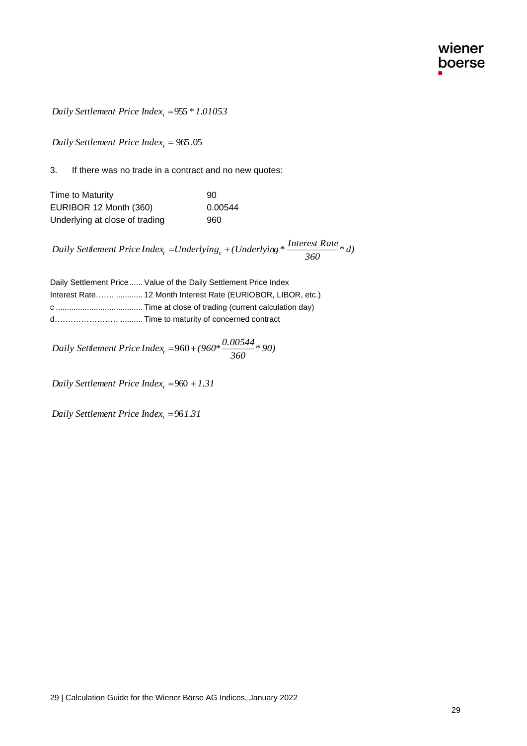$$Daily\ Settlement\ Price\ Index_t = 955 * 1.01053$$

$$Daily\ Settlement\ Price\ Index_t = 965.05$$

3. If there was no trade in a contract and no new quotes:

| | |
|---|---|
| Time to Maturity | 90 |
| EURIBOR 12 Month (360) | 0.00544 |
| Underlying at close of trading | 960 |

$$Daily\ Settlement\ Price\ Index_t = Underlying_c + (Underlying * \frac{Interest\ Rate}{360} * d)$$

Daily Settlement Price...... Value of the Daily Settlement Price Index
Interest Rate……. ............ 12 Month Interest Rate (EURIOBOR, LIBOR, etc.)
c ....................................... Time at close of trading (current calculation day)
d…………………… .......... Time to maturity of concerned contract

$$Daily\ Settlement\ Price\ Index_t = 960 + (960 * \frac{0.00544}{360} * 90)$$

$$Daily\ Settlement\ Price\ Index_t = 960 + 1.31$$

$$Daily\ Settlement\ Price\ Index_t = 961.31$$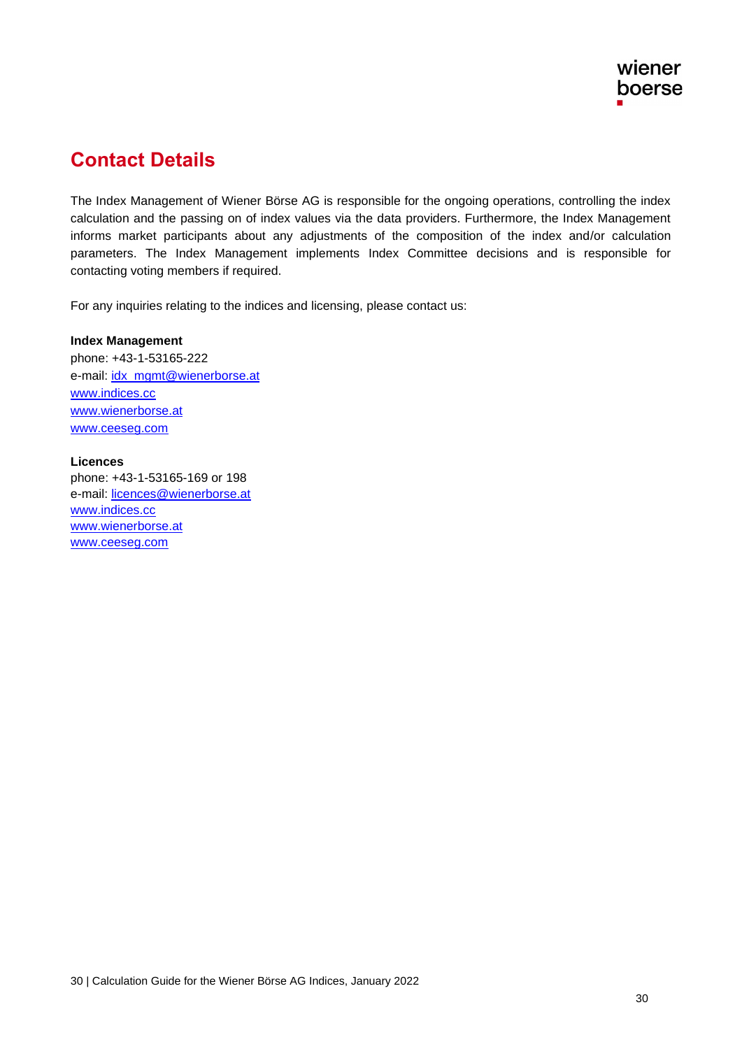## Contact Details

The Index Management of Wiener Börse AG is responsible for the ongoing operations, controlling the index calculation and the passing on of index values via the data providers. Furthermore, the Index Management informs market participants about any adjustments of the composition of the index and/or calculation parameters. The Index Management implements Index Committee decisions and is responsible for contacting voting members if required.

For any inquiries relating to the indices and licensing, please contact us:

**Index Management**
phone: +43-1-53165-222
e-mail: idx_mgmt@wienerborse.at
www.indices.cc
www.wienerborse.at
www.ceeseg.com

**Licences**
phone: +43-1-53165-169 or 198
e-mail: licences@wienerborse.at
www.indices.cc
www.wienerborse.at
www.ceeseg.com